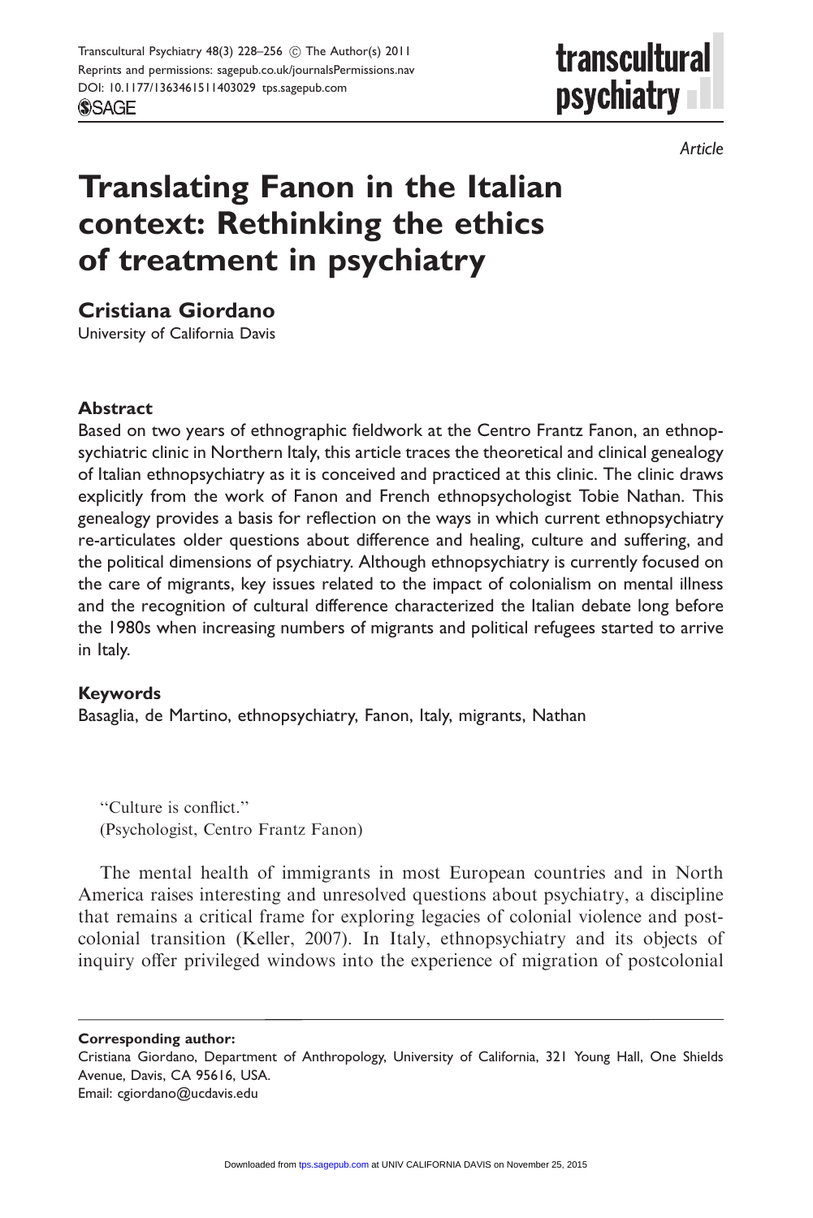Article

# Translating Fanon in the Italian context: Rethinking the ethics of treatment in psychiatry

**Cristiana Giordano**
University of California Davis

## Abstract

Based on two years of ethnographic fieldwork at the Centro Frantz Fanon, an ethnopsychiatric clinic in Northern Italy, this article traces the theoretical and clinical genealogy of Italian ethnopsychiatry as it is conceived and practiced at this clinic. The clinic draws explicitly from the work of Fanon and French ethnopsychologist Tobie Nathan. This genealogy provides a basis for reflection on the ways in which current ethnopsychiatry re-articulates older questions about difference and healing, culture and suffering, and the political dimensions of psychiatry. Although ethnopsychiatry is currently focused on the care of migrants, key issues related to the impact of colonialism on mental illness and the recognition of cultural difference characterized the Italian debate long before the 1980s when increasing numbers of migrants and political refugees started to arrive in Italy.

## Keywords

Basaglia, de Martino, ethnopsychiatry, Fanon, Italy, migrants, Nathan

"Culture is conflict."
(Psychologist, Centro Frantz Fanon)

The mental health of immigrants in most European countries and in North America raises interesting and unresolved questions about psychiatry, a discipline that remains a critical frame for exploring legacies of colonial violence and post-colonial transition (Keller, 2007). In Italy, ethnopsychiatry and its objects of inquiry offer privileged windows into the experience of migration of postcolonial

**Corresponding author:**
Cristiana Giordano, Department of Anthropology, University of California, 321 Young Hall, One Shields Avenue, Davis, CA 95616, USA.
Email: cgiordano@ucdavis.edu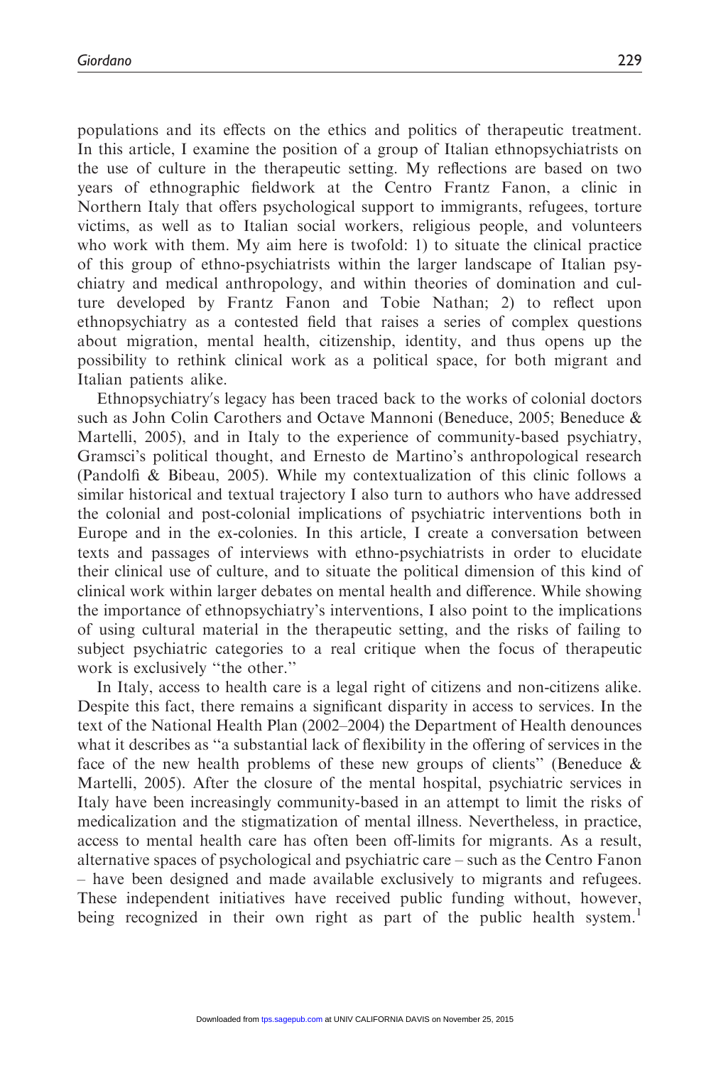populations and its effects on the ethics and politics of therapeutic treatment. In this article, I examine the position of a group of Italian ethnopsychiatrists on the use of culture in the therapeutic setting. My reflections are based on two years of ethnographic fieldwork at the Centro Frantz Fanon, a clinic in Northern Italy that offers psychological support to immigrants, refugees, torture victims, as well as to Italian social workers, religious people, and volunteers who work with them. My aim here is twofold: 1) to situate the clinical practice of this group of ethno-psychiatrists within the larger landscape of Italian psychiatry and medical anthropology, and within theories of domination and culture developed by Frantz Fanon and Tobie Nathan; 2) to reflect upon ethnopsychiatry as a contested field that raises a series of complex questions about migration, mental health, citizenship, identity, and thus opens up the possibility to rethink clinical work as a political space, for both migrant and Italian patients alike.

Ethnopsychiatry's legacy has been traced back to the works of colonial doctors such as John Colin Carothers and Octave Mannoni (Beneduce, 2005; Beneduce & Martelli, 2005), and in Italy to the experience of community-based psychiatry, Gramsci's political thought, and Ernesto de Martino's anthropological research (Pandolfi & Bibeau, 2005). While my contextualization of this clinic follows a similar historical and textual trajectory I also turn to authors who have addressed the colonial and post-colonial implications of psychiatric interventions both in Europe and in the ex-colonies. In this article, I create a conversation between texts and passages of interviews with ethno-psychiatrists in order to elucidate their clinical use of culture, and to situate the political dimension of this kind of clinical work within larger debates on mental health and difference. While showing the importance of ethnopsychiatry's interventions, I also point to the implications of using cultural material in the therapeutic setting, and the risks of failing to subject psychiatric categories to a real critique when the focus of therapeutic work is exclusively "the other."

In Italy, access to health care is a legal right of citizens and non-citizens alike. Despite this fact, there remains a significant disparity in access to services. In the text of the National Health Plan (2002–2004) the Department of Health denounces what it describes as "a substantial lack of flexibility in the offering of services in the face of the new health problems of these new groups of clients" (Beneduce & Martelli, 2005). After the closure of the mental hospital, psychiatric services in Italy have been increasingly community-based in an attempt to limit the risks of medicalization and the stigmatization of mental illness. Nevertheless, in practice, access to mental health care has often been off-limits for migrants. As a result, alternative spaces of psychological and psychiatric care – such as the Centro Fanon – have been designed and made available exclusively to migrants and refugees. These independent initiatives have received public funding without, however, being recognized in their own right as part of the public health system.[1]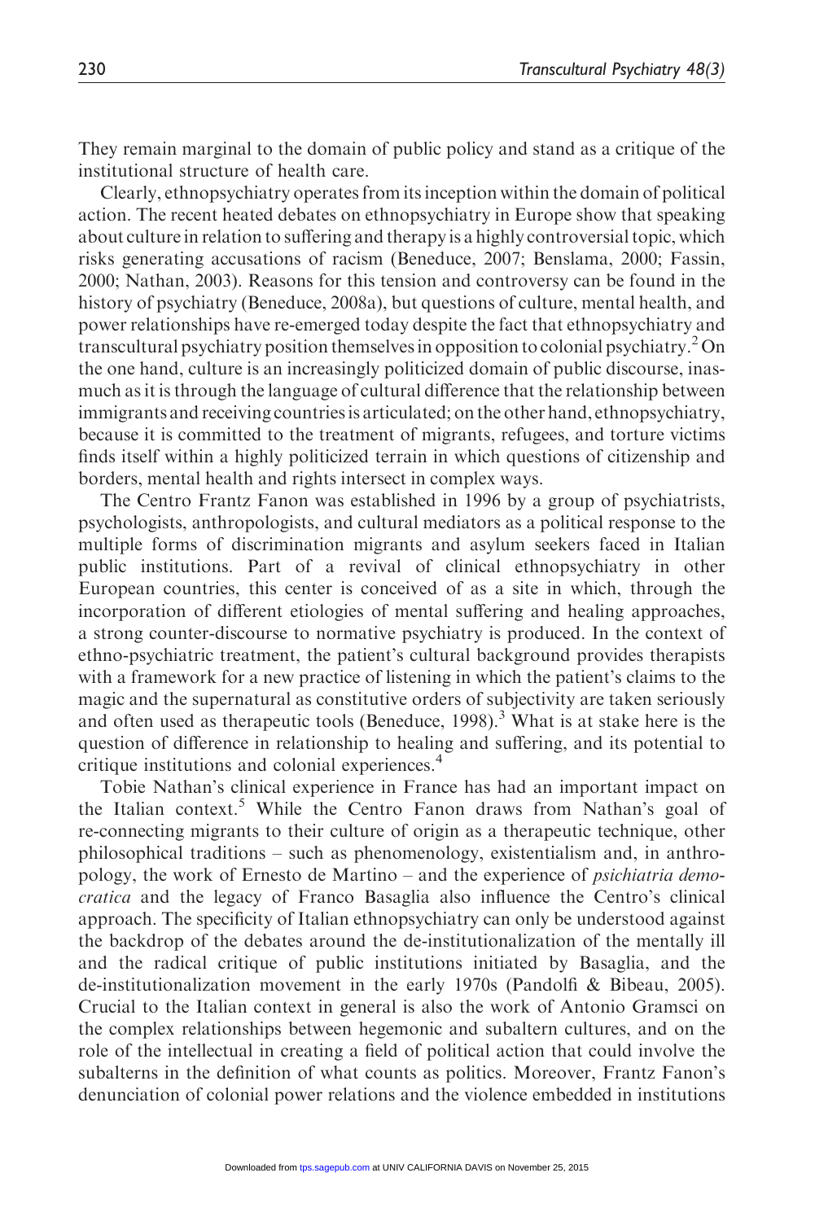They remain marginal to the domain of public policy and stand as a critique of the institutional structure of health care.

Clearly, ethnopsychiatry operates from its inception within the domain of political action. The recent heated debates on ethnopsychiatry in Europe show that speaking about culture in relation to suffering and therapy is a highly controversial topic, which risks generating accusations of racism (Beneduce, 2007; Benslama, 2000; Fassin, 2000; Nathan, 2003). Reasons for this tension and controversy can be found in the history of psychiatry (Beneduce, 2008a), but questions of culture, mental health, and power relationships have re-emerged today despite the fact that ethnopsychiatry and transcultural psychiatry position themselves in opposition to colonial psychiatry.[2] On the one hand, culture is an increasingly politicized domain of public discourse, inasmuch as it is through the language of cultural difference that the relationship between immigrants and receiving countries is articulated; on the other hand, ethnopsychiatry, because it is committed to the treatment of migrants, refugees, and torture victims finds itself within a highly politicized terrain in which questions of citizenship and borders, mental health and rights intersect in complex ways.

The Centro Frantz Fanon was established in 1996 by a group of psychiatrists, psychologists, anthropologists, and cultural mediators as a political response to the multiple forms of discrimination migrants and asylum seekers faced in Italian public institutions. Part of a revival of clinical ethnopsychiatry in other European countries, this center is conceived of as a site in which, through the incorporation of different etiologies of mental suffering and healing approaches, a strong counter-discourse to normative psychiatry is produced. In the context of ethno-psychiatric treatment, the patient's cultural background provides therapists with a framework for a new practice of listening in which the patient's claims to the magic and the supernatural as constitutive orders of subjectivity are taken seriously and often used as therapeutic tools (Beneduce, 1998).[3] What is at stake here is the question of difference in relationship to healing and suffering, and its potential to critique institutions and colonial experiences.[4]

Tobie Nathan's clinical experience in France has had an important impact on the Italian context.[5] While the Centro Fanon draws from Nathan's goal of re-connecting migrants to their culture of origin as a therapeutic technique, other philosophical traditions – such as phenomenology, existentialism and, in anthropology, the work of Ernesto de Martino – and the experience of *psichiatria democratica* and the legacy of Franco Basaglia also influence the Centro's clinical approach. The specificity of Italian ethnopsychiatry can only be understood against the backdrop of the debates around the de-institutionalization of the mentally ill and the radical critique of public institutions initiated by Basaglia, and the de-institutionalization movement in the early 1970s (Pandolfi & Bibeau, 2005). Crucial to the Italian context in general is also the work of Antonio Gramsci on the complex relationships between hegemonic and subaltern cultures, and on the role of the intellectual in creating a field of political action that could involve the subalterns in the definition of what counts as politics. Moreover, Frantz Fanon's denunciation of colonial power relations and the violence embedded in institutions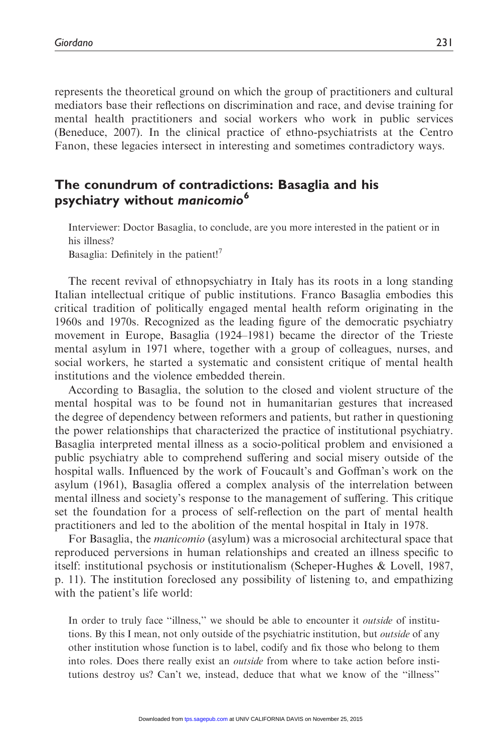represents the theoretical ground on which the group of practitioners and cultural mediators base their reflections on discrimination and race, and devise training for mental health practitioners and social workers who work in public services (Beneduce, 2007). In the clinical practice of ethno-psychiatrists at the Centro Fanon, these legacies intersect in interesting and sometimes contradictory ways.

## The conundrum of contradictions: Basaglia and his psychiatry without *manicomio*[6]

> Interviewer: Doctor Basaglia, to conclude, are you more interested in the patient or in his illness?
> Basaglia: Definitely in the patient![7]

The recent revival of ethnopsychiatry in Italy has its roots in a long standing Italian intellectual critique of public institutions. Franco Basaglia embodies this critical tradition of politically engaged mental health reform originating in the 1960s and 1970s. Recognized as the leading figure of the democratic psychiatry movement in Europe, Basaglia (1924–1981) became the director of the Trieste mental asylum in 1971 where, together with a group of colleagues, nurses, and social workers, he started a systematic and consistent critique of mental health institutions and the violence embedded therein.

According to Basaglia, the solution to the closed and violent structure of the mental hospital was to be found not in humanitarian gestures that increased the degree of dependency between reformers and patients, but rather in questioning the power relationships that characterized the practice of institutional psychiatry. Basaglia interpreted mental illness as a socio-political problem and envisioned a public psychiatry able to comprehend suffering and social misery outside of the hospital walls. Influenced by the work of Foucault's and Goffman's work on the asylum (1961), Basaglia offered a complex analysis of the interrelation between mental illness and society's response to the management of suffering. This critique set the foundation for a process of self-reflection on the part of mental health practitioners and led to the abolition of the mental hospital in Italy in 1978.

For Basaglia, the *manicomio* (asylum) was a microsocial architectural space that reproduced perversions in human relationships and created an illness specific to itself: institutional psychosis or institutionalism (Scheper-Hughes & Lovell, 1987, p. 11). The institution foreclosed any possibility of listening to, and empathizing with the patient's life world:

> In order to truly face "illness," we should be able to encounter it *outside* of institutions. By this I mean, not only outside of the psychiatric institution, but *outside* of any other institution whose function is to label, codify and fix those who belong to them into roles. Does there really exist an *outside* from where to take action before institutions destroy us? Can't we, instead, deduce that what we know of the "illness"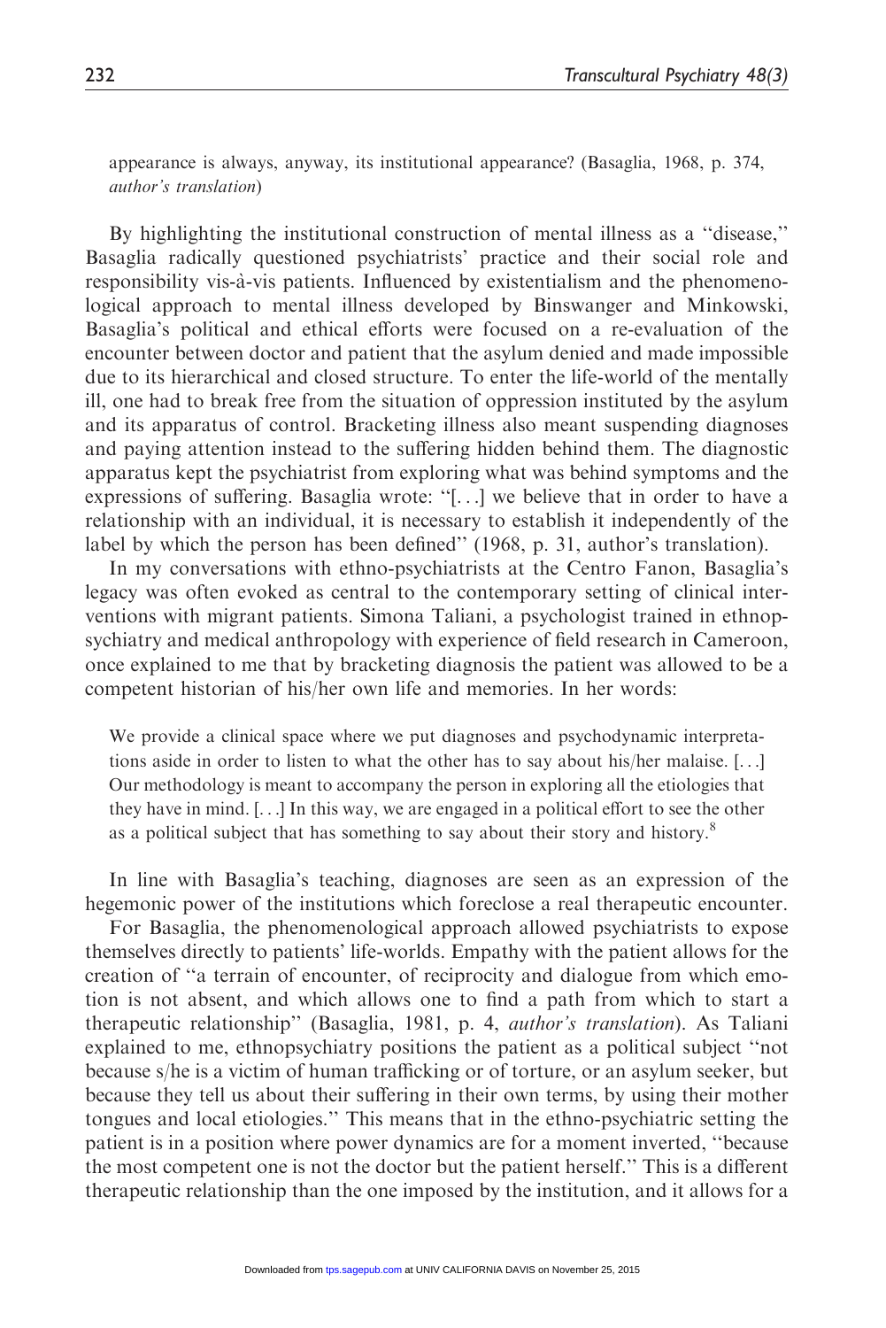appearance is always, anyway, its institutional appearance? (Basaglia, 1968, p. 374, *author's translation*)

By highlighting the institutional construction of mental illness as a ''disease,'' Basaglia radically questioned psychiatrists' practice and their social role and responsibility vis-à-vis patients. Influenced by existentialism and the phenomenological approach to mental illness developed by Binswanger and Minkowski, Basaglia's political and ethical efforts were focused on a re-evaluation of the encounter between doctor and patient that the asylum denied and made impossible due to its hierarchical and closed structure. To enter the life-world of the mentally ill, one had to break free from the situation of oppression instituted by the asylum and its apparatus of control. Bracketing illness also meant suspending diagnoses and paying attention instead to the suffering hidden behind them. The diagnostic apparatus kept the psychiatrist from exploring what was behind symptoms and the expressions of suffering. Basaglia wrote: ''[...] we believe that in order to have a relationship with an individual, it is necessary to establish it independently of the label by which the person has been defined'' (1968, p. 31, author's translation).

In my conversations with ethno-psychiatrists at the Centro Fanon, Basaglia's legacy was often evoked as central to the contemporary setting of clinical interventions with migrant patients. Simona Taliani, a psychologist trained in ethnopsychiatry and medical anthropology with experience of field research in Cameroon, once explained to me that by bracketing diagnosis the patient was allowed to be a competent historian of his/her own life and memories. In her words:

> We provide a clinical space where we put diagnoses and psychodynamic interpretations aside in order to listen to what the other has to say about his/her malaise. [...] Our methodology is meant to accompany the person in exploring all the etiologies that they have in mind. [...] In this way, we are engaged in a political effort to see the other as a political subject that has something to say about their story and history.[8]

In line with Basaglia's teaching, diagnoses are seen as an expression of the hegemonic power of the institutions which foreclose a real therapeutic encounter.

For Basaglia, the phenomenological approach allowed psychiatrists to expose themselves directly to patients' life-worlds. Empathy with the patient allows for the creation of ''a terrain of encounter, of reciprocity and dialogue from which emotion is not absent, and which allows one to find a path from which to start a therapeutic relationship'' (Basaglia, 1981, p. 4, *author's translation*). As Taliani explained to me, ethnopsychiatry positions the patient as a political subject ''not because s/he is a victim of human trafficking or of torture, or an asylum seeker, but because they tell us about their suffering in their own terms, by using their mother tongues and local etiologies.'' This means that in the ethno-psychiatric setting the patient is in a position where power dynamics are for a moment inverted, ''because the most competent one is not the doctor but the patient herself.'' This is a different therapeutic relationship than the one imposed by the institution, and it allows for a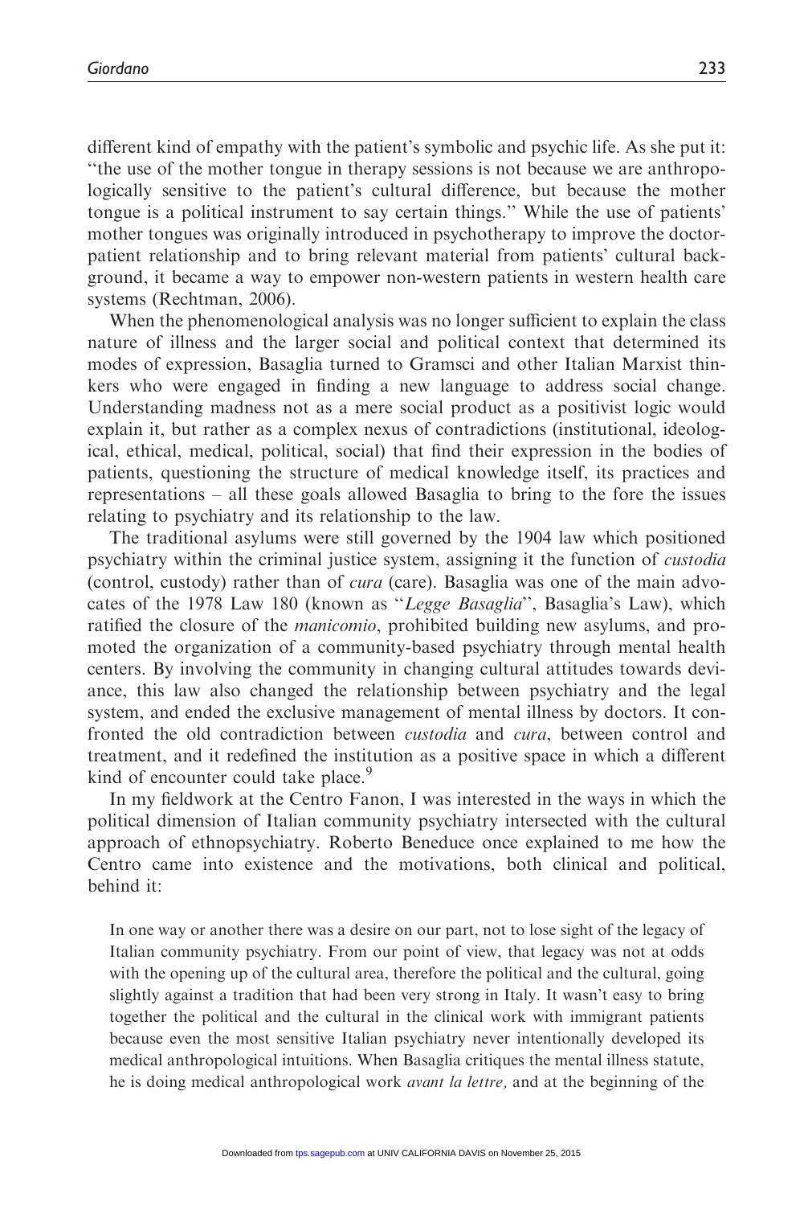different kind of empathy with the patient's symbolic and psychic life. As she put it: "the use of the mother tongue in therapy sessions is not because we are anthropologically sensitive to the patient's cultural difference, but because the mother tongue is a political instrument to say certain things." While the use of patients' mother tongues was originally introduced in psychotherapy to improve the doctor-patient relationship and to bring relevant material from patients' cultural background, it became a way to empower non-western patients in western health care systems (Rechtman, 2006).

When the phenomenological analysis was no longer sufficient to explain the class nature of illness and the larger social and political context that determined its modes of expression, Basaglia turned to Gramsci and other Italian Marxist thinkers who were engaged in finding a new language to address social change. Understanding madness not as a mere social product as a positivist logic would explain it, but rather as a complex nexus of contradictions (institutional, ideological, ethical, medical, political, social) that find their expression in the bodies of patients, questioning the structure of medical knowledge itself, its practices and representations – all these goals allowed Basaglia to bring to the fore the issues relating to psychiatry and its relationship to the law.

The traditional asylums were still governed by the 1904 law which positioned psychiatry within the criminal justice system, assigning it the function of *custodia* (control, custody) rather than of *cura* (care). Basaglia was one of the main advocates of the 1978 Law 180 (known as "*Legge Basaglia*", Basaglia's Law), which ratified the closure of the *manicomio*, prohibited building new asylums, and promoted the organization of a community-based psychiatry through mental health centers. By involving the community in changing cultural attitudes towards deviance, this law also changed the relationship between psychiatry and the legal system, and ended the exclusive management of mental illness by doctors. It confronted the old contradiction between *custodia* and *cura*, between control and treatment, and it redefined the institution as a positive space in which a different kind of encounter could take place.[9]

In my fieldwork at the Centro Fanon, I was interested in the ways in which the political dimension of Italian community psychiatry intersected with the cultural approach of ethnopsychiatry. Roberto Beneduce once explained to me how the Centro came into existence and the motivations, both clinical and political, behind it:

> In one way or another there was a desire on our part, not to lose sight of the legacy of Italian community psychiatry. From our point of view, that legacy was not at odds with the opening up of the cultural area, therefore the political and the cultural, going slightly against a tradition that had been very strong in Italy. It wasn't easy to bring together the political and the cultural in the clinical work with immigrant patients because even the most sensitive Italian psychiatry never intentionally developed its medical anthropological intuitions. When Basaglia critiques the mental illness statute, he is doing medical anthropological work *avant la lettre,* and at the beginning of the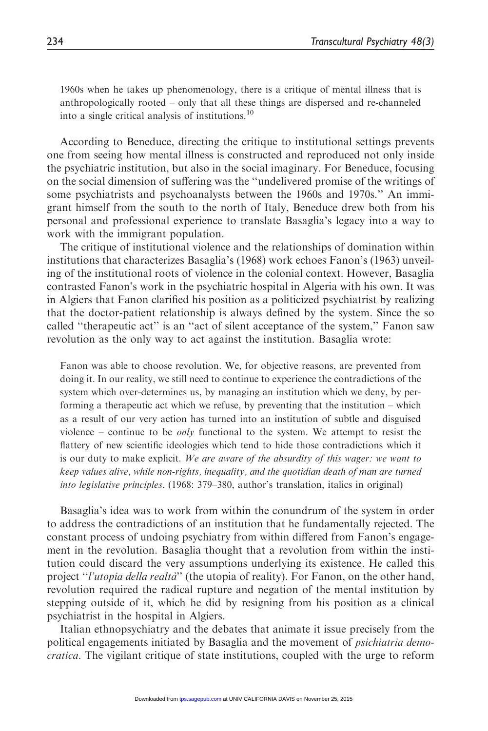1960s when he takes up phenomenology, there is a critique of mental illness that is anthropologically rooted – only that all these things are dispersed and re-channeled into a single critical analysis of institutions.[10]

According to Beneduce, directing the critique to institutional settings prevents one from seeing how mental illness is constructed and reproduced not only inside the psychiatric institution, but also in the social imaginary. For Beneduce, focusing on the social dimension of suffering was the ''undelivered promise of the writings of some psychiatrists and psychoanalysts between the 1960s and 1970s.'' An immigrant himself from the south to the north of Italy, Beneduce drew both from his personal and professional experience to translate Basaglia's legacy into a way to work with the immigrant population.

The critique of institutional violence and the relationships of domination within institutions that characterizes Basaglia's (1968) work echoes Fanon's (1963) unveiling of the institutional roots of violence in the colonial context. However, Basaglia contrasted Fanon's work in the psychiatric hospital in Algeria with his own. It was in Algiers that Fanon clarified his position as a politicized psychiatrist by realizing that the doctor-patient relationship is always defined by the system. Since the so called ''therapeutic act'' is an ''act of silent acceptance of the system,'' Fanon saw revolution as the only way to act against the institution. Basaglia wrote:

> Fanon was able to choose revolution. We, for objective reasons, are prevented from doing it. In our reality, we still need to continue to experience the contradictions of the system which over-determines us, by managing an institution which we deny, by performing a therapeutic act which we refuse, by preventing that the institution – which as a result of our very action has turned into an institution of subtle and disguised violence – continue to be *only* functional to the system. We attempt to resist the flattery of new scientific ideologies which tend to hide those contradictions which it is our duty to make explicit. *We are aware of the absurdity of this wager: we want to keep values alive, while non-rights, inequality, and the quotidian death of man are turned into legislative principles*. (1968: 379–380, author's translation, italics in original)

Basaglia's idea was to work from within the conundrum of the system in order to address the contradictions of an institution that he fundamentally rejected. The constant process of undoing psychiatry from within differed from Fanon's engagement in the revolution. Basaglia thought that a revolution from within the institution could discard the very assumptions underlying its existence. He called this project ''*l'utopia della realtà*'' (the utopia of reality). For Fanon, on the other hand, revolution required the radical rupture and negation of the mental institution by stepping outside of it, which he did by resigning from his position as a clinical psychiatrist in the hospital in Algiers.

Italian ethnopsychiatry and the debates that animate it issue precisely from the political engagements initiated by Basaglia and the movement of *psichiatria democratica*. The vigilant critique of state institutions, coupled with the urge to reform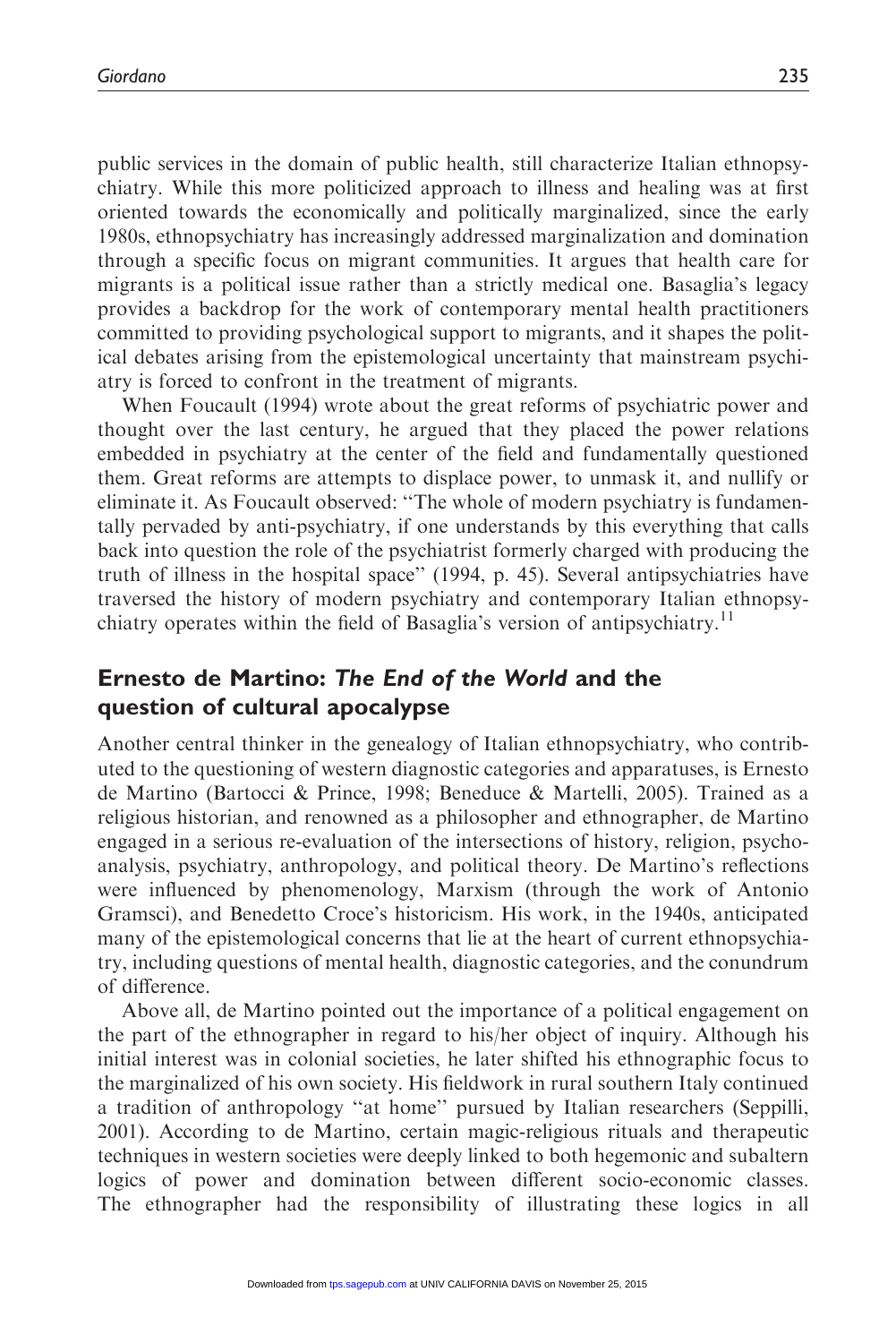public services in the domain of public health, still characterize Italian ethnopsychiatry. While this more politicized approach to illness and healing was at first oriented towards the economically and politically marginalized, since the early 1980s, ethnopsychiatry has increasingly addressed marginalization and domination through a specific focus on migrant communities. It argues that health care for migrants is a political issue rather than a strictly medical one. Basaglia's legacy provides a backdrop for the work of contemporary mental health practitioners committed to providing psychological support to migrants, and it shapes the political debates arising from the epistemological uncertainty that mainstream psychiatry is forced to confront in the treatment of migrants.

When Foucault (1994) wrote about the great reforms of psychiatric power and thought over the last century, he argued that they placed the power relations embedded in psychiatry at the center of the field and fundamentally questioned them. Great reforms are attempts to displace power, to unmask it, and nullify or eliminate it. As Foucault observed: "The whole of modern psychiatry is fundamentally pervaded by anti-psychiatry, if one understands by this everything that calls back into question the role of the psychiatrist formerly charged with producing the truth of illness in the hospital space" (1994, p. 45). Several antipsychiatries have traversed the history of modern psychiatry and contemporary Italian ethnopsychiatry operates within the field of Basaglia's version of antipsychiatry.[11]

## Ernesto de Martino: *The End of the World* and the question of cultural apocalypse

Another central thinker in the genealogy of Italian ethnopsychiatry, who contributed to the questioning of western diagnostic categories and apparatuses, is Ernesto de Martino (Bartocci & Prince, 1998; Beneduce & Martelli, 2005). Trained as a religious historian, and renowned as a philosopher and ethnographer, de Martino engaged in a serious re-evaluation of the intersections of history, religion, psychoanalysis, psychiatry, anthropology, and political theory. De Martino's reflections were influenced by phenomenology, Marxism (through the work of Antonio Gramsci), and Benedetto Croce's historicism. His work, in the 1940s, anticipated many of the epistemological concerns that lie at the heart of current ethnopsychiatry, including questions of mental health, diagnostic categories, and the conundrum of difference.

Above all, de Martino pointed out the importance of a political engagement on the part of the ethnographer in regard to his/her object of inquiry. Although his initial interest was in colonial societies, he later shifted his ethnographic focus to the marginalized of his own society. His fieldwork in rural southern Italy continued a tradition of anthropology "at home" pursued by Italian researchers (Seppilli, 2001). According to de Martino, certain magic-religious rituals and therapeutic techniques in western societies were deeply linked to both hegemonic and subaltern logics of power and domination between different socio-economic classes. The ethnographer had the responsibility of illustrating these logics in all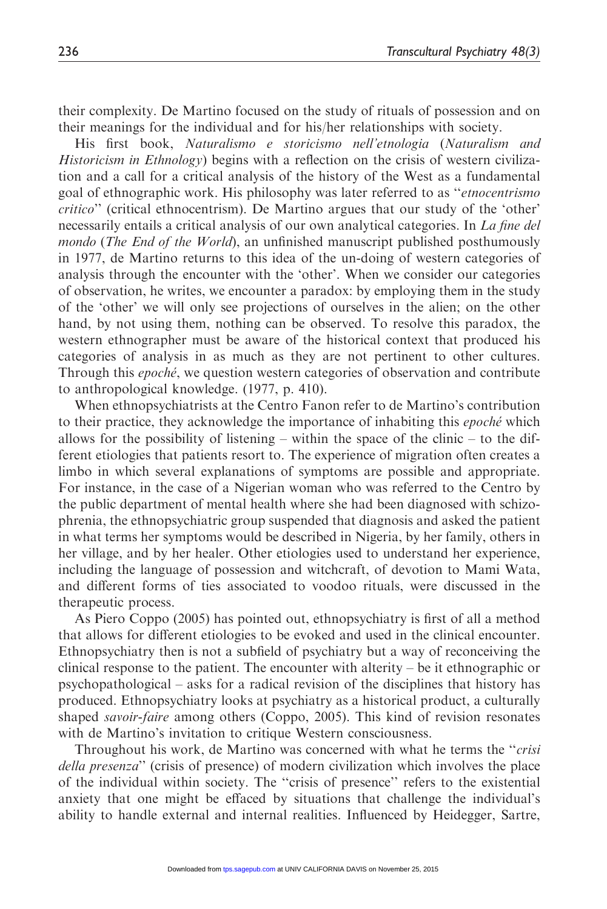their complexity. De Martino focused on the study of rituals of possession and on their meanings for the individual and for his/her relationships with society.

His first book, *Naturalismo e storicismo nell'etnologia* (*Naturalism and Historicism in Ethnology*) begins with a reflection on the crisis of western civilization and a call for a critical analysis of the history of the West as a fundamental goal of ethnographic work. His philosophy was later referred to as ''*etnocentrismo critico*'' (critical ethnocentrism). De Martino argues that our study of the 'other' necessarily entails a critical analysis of our own analytical categories. In *La fine del mondo* (*The End of the World*), an unfinished manuscript published posthumously in 1977, de Martino returns to this idea of the un-doing of western categories of analysis through the encounter with the 'other'. When we consider our categories of observation, he writes, we encounter a paradox: by employing them in the study of the 'other' we will only see projections of ourselves in the alien; on the other hand, by not using them, nothing can be observed. To resolve this paradox, the western ethnographer must be aware of the historical context that produced his categories of analysis in as much as they are not pertinent to other cultures. Through this *epoché*, we question western categories of observation and contribute to anthropological knowledge. (1977, p. 410).

When ethnopsychiatrists at the Centro Fanon refer to de Martino's contribution to their practice, they acknowledge the importance of inhabiting this *epoché* which allows for the possibility of listening – within the space of the clinic – to the different etiologies that patients resort to. The experience of migration often creates a limbo in which several explanations of symptoms are possible and appropriate. For instance, in the case of a Nigerian woman who was referred to the Centro by the public department of mental health where she had been diagnosed with schizophrenia, the ethnopsychiatric group suspended that diagnosis and asked the patient in what terms her symptoms would be described in Nigeria, by her family, others in her village, and by her healer. Other etiologies used to understand her experience, including the language of possession and witchcraft, of devotion to Mami Wata, and different forms of ties associated to voodoo rituals, were discussed in the therapeutic process.

As Piero Coppo (2005) has pointed out, ethnopsychiatry is first of all a method that allows for different etiologies to be evoked and used in the clinical encounter. Ethnopsychiatry then is not a subfield of psychiatry but a way of reconceiving the clinical response to the patient. The encounter with alterity – be it ethnographic or psychopathological – asks for a radical revision of the disciplines that history has produced. Ethnopsychiatry looks at psychiatry as a historical product, a culturally shaped *savoir-faire* among others (Coppo, 2005). This kind of revision resonates with de Martino's invitation to critique Western consciousness.

Throughout his work, de Martino was concerned with what he terms the ''*crisi della presenza*'' (crisis of presence) of modern civilization which involves the place of the individual within society. The ''crisis of presence'' refers to the existential anxiety that one might be effaced by situations that challenge the individual's ability to handle external and internal realities. Influenced by Heidegger, Sartre,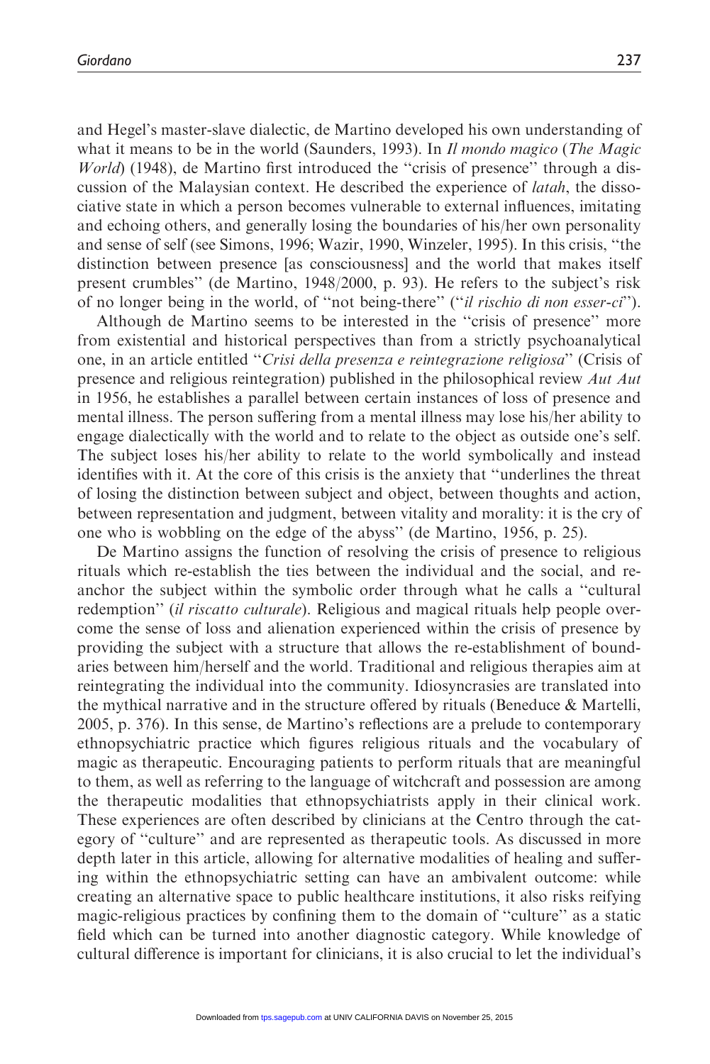and Hegel's master-slave dialectic, de Martino developed his own understanding of what it means to be in the world (Saunders, 1993). In *Il mondo magico* (*The Magic World*) (1948), de Martino first introduced the ''crisis of presence'' through a discussion of the Malaysian context. He described the experience of *latah*, the dissociative state in which a person becomes vulnerable to external influences, imitating and echoing others, and generally losing the boundaries of his/her own personality and sense of self (see Simons, 1996; Wazir, 1990, Winzeler, 1995). In this crisis, ''the distinction between presence [as consciousness] and the world that makes itself present crumbles'' (de Martino, 1948/2000, p. 93). He refers to the subject's risk of no longer being in the world, of ''not being-there'' (''*il rischio di non esser-ci*'').

Although de Martino seems to be interested in the ''crisis of presence'' more from existential and historical perspectives than from a strictly psychoanalytical one, in an article entitled ''*Crisi della presenza e reintegrazione religiosa*'' (Crisis of presence and religious reintegration) published in the philosophical review *Aut Aut* in 1956, he establishes a parallel between certain instances of loss of presence and mental illness. The person suffering from a mental illness may lose his/her ability to engage dialectically with the world and to relate to the object as outside one's self. The subject loses his/her ability to relate to the world symbolically and instead identifies with it. At the core of this crisis is the anxiety that ''underlines the threat of losing the distinction between subject and object, between thoughts and action, between representation and judgment, between vitality and morality: it is the cry of one who is wobbling on the edge of the abyss'' (de Martino, 1956, p. 25).

De Martino assigns the function of resolving the crisis of presence to religious rituals which re-establish the ties between the individual and the social, and re-anchor the subject within the symbolic order through what he calls a ''cultural redemption'' (*il riscatto culturale*). Religious and magical rituals help people overcome the sense of loss and alienation experienced within the crisis of presence by providing the subject with a structure that allows the re-establishment of boundaries between him/herself and the world. Traditional and religious therapies aim at reintegrating the individual into the community. Idiosyncrasies are translated into the mythical narrative and in the structure offered by rituals (Beneduce & Martelli, 2005, p. 376). In this sense, de Martino's reflections are a prelude to contemporary ethnopsychiatric practice which figures religious rituals and the vocabulary of magic as therapeutic. Encouraging patients to perform rituals that are meaningful to them, as well as referring to the language of witchcraft and possession are among the therapeutic modalities that ethnopsychiatrists apply in their clinical work. These experiences are often described by clinicians at the Centro through the category of ''culture'' and are represented as therapeutic tools. As discussed in more depth later in this article, allowing for alternative modalities of healing and suffering within the ethnopsychiatric setting can have an ambivalent outcome: while creating an alternative space to public healthcare institutions, it also risks reifying magic-religious practices by confining them to the domain of ''culture'' as a static field which can be turned into another diagnostic category. While knowledge of cultural difference is important for clinicians, it is also crucial to let the individual's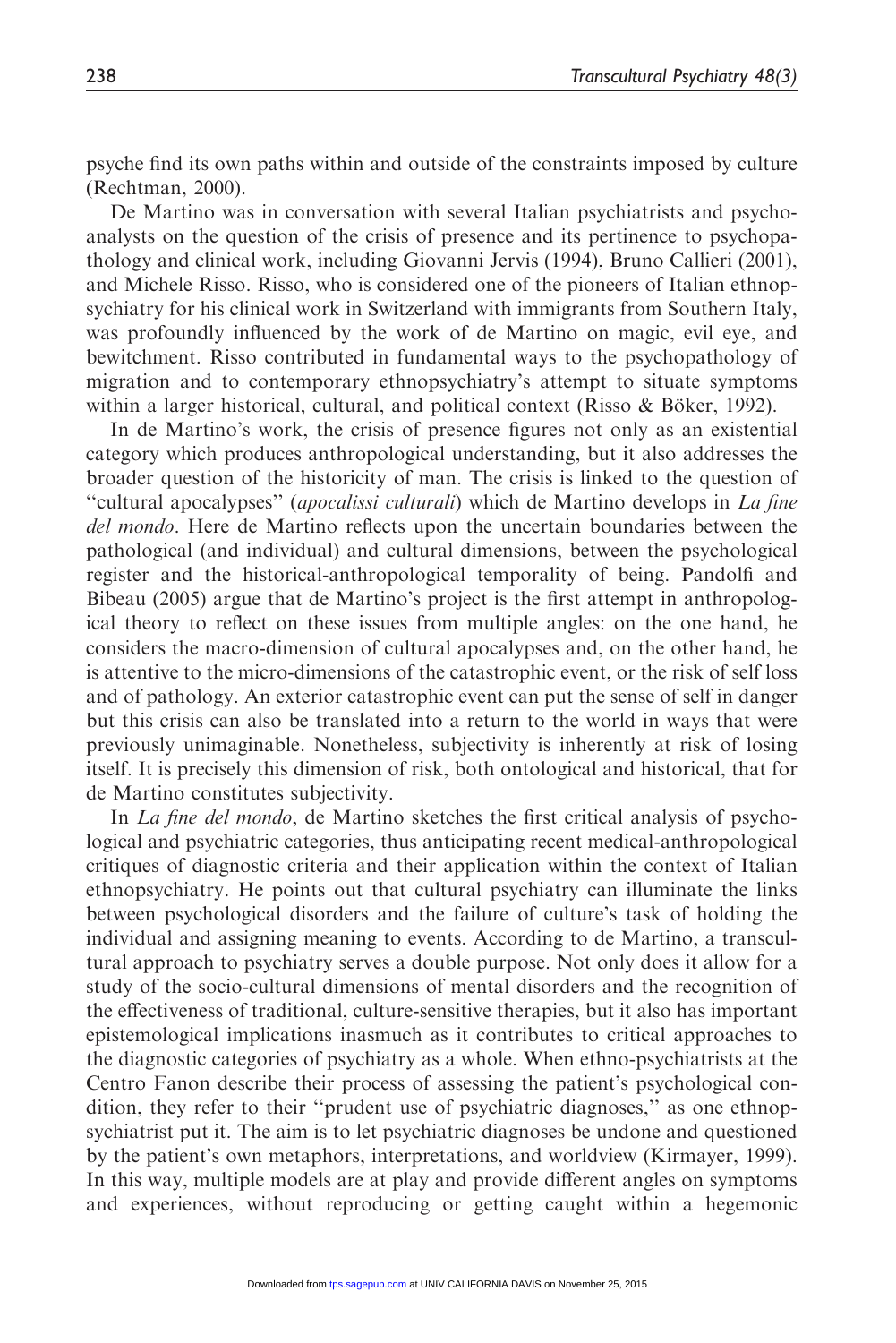psyche find its own paths within and outside of the constraints imposed by culture (Rechtman, 2000).

De Martino was in conversation with several Italian psychiatrists and psychoanalysts on the question of the crisis of presence and its pertinence to psychopathology and clinical work, including Giovanni Jervis (1994), Bruno Callieri (2001), and Michele Risso. Risso, who is considered one of the pioneers of Italian ethnopsychiatry for his clinical work in Switzerland with immigrants from Southern Italy, was profoundly influenced by the work of de Martino on magic, evil eye, and bewitchment. Risso contributed in fundamental ways to the psychopathology of migration and to contemporary ethnopsychiatry's attempt to situate symptoms within a larger historical, cultural, and political context (Risso & Böker, 1992).

In de Martino's work, the crisis of presence figures not only as an existential category which produces anthropological understanding, but it also addresses the broader question of the historicity of man. The crisis is linked to the question of "cultural apocalypses" (*apocalissi culturali*) which de Martino develops in *La fine del mondo*. Here de Martino reflects upon the uncertain boundaries between the pathological (and individual) and cultural dimensions, between the psychological register and the historical-anthropological temporality of being. Pandolfi and Bibeau (2005) argue that de Martino's project is the first attempt in anthropological theory to reflect on these issues from multiple angles: on the one hand, he considers the macro-dimension of cultural apocalypses and, on the other hand, he is attentive to the micro-dimensions of the catastrophic event, or the risk of self loss and of pathology. An exterior catastrophic event can put the sense of self in danger but this crisis can also be translated into a return to the world in ways that were previously unimaginable. Nonetheless, subjectivity is inherently at risk of losing itself. It is precisely this dimension of risk, both ontological and historical, that for de Martino constitutes subjectivity.

In *La fine del mondo*, de Martino sketches the first critical analysis of psychological and psychiatric categories, thus anticipating recent medical-anthropological critiques of diagnostic criteria and their application within the context of Italian ethnopsychiatry. He points out that cultural psychiatry can illuminate the links between psychological disorders and the failure of culture's task of holding the individual and assigning meaning to events. According to de Martino, a transcultural approach to psychiatry serves a double purpose. Not only does it allow for a study of the socio-cultural dimensions of mental disorders and the recognition of the effectiveness of traditional, culture-sensitive therapies, but it also has important epistemological implications inasmuch as it contributes to critical approaches to the diagnostic categories of psychiatry as a whole. When ethno-psychiatrists at the Centro Fanon describe their process of assessing the patient's psychological condition, they refer to their "prudent use of psychiatric diagnoses," as one ethnopsychiatrist put it. The aim is to let psychiatric diagnoses be undone and questioned by the patient's own metaphors, interpretations, and worldview (Kirmayer, 1999). In this way, multiple models are at play and provide different angles on symptoms and experiences, without reproducing or getting caught within a hegemonic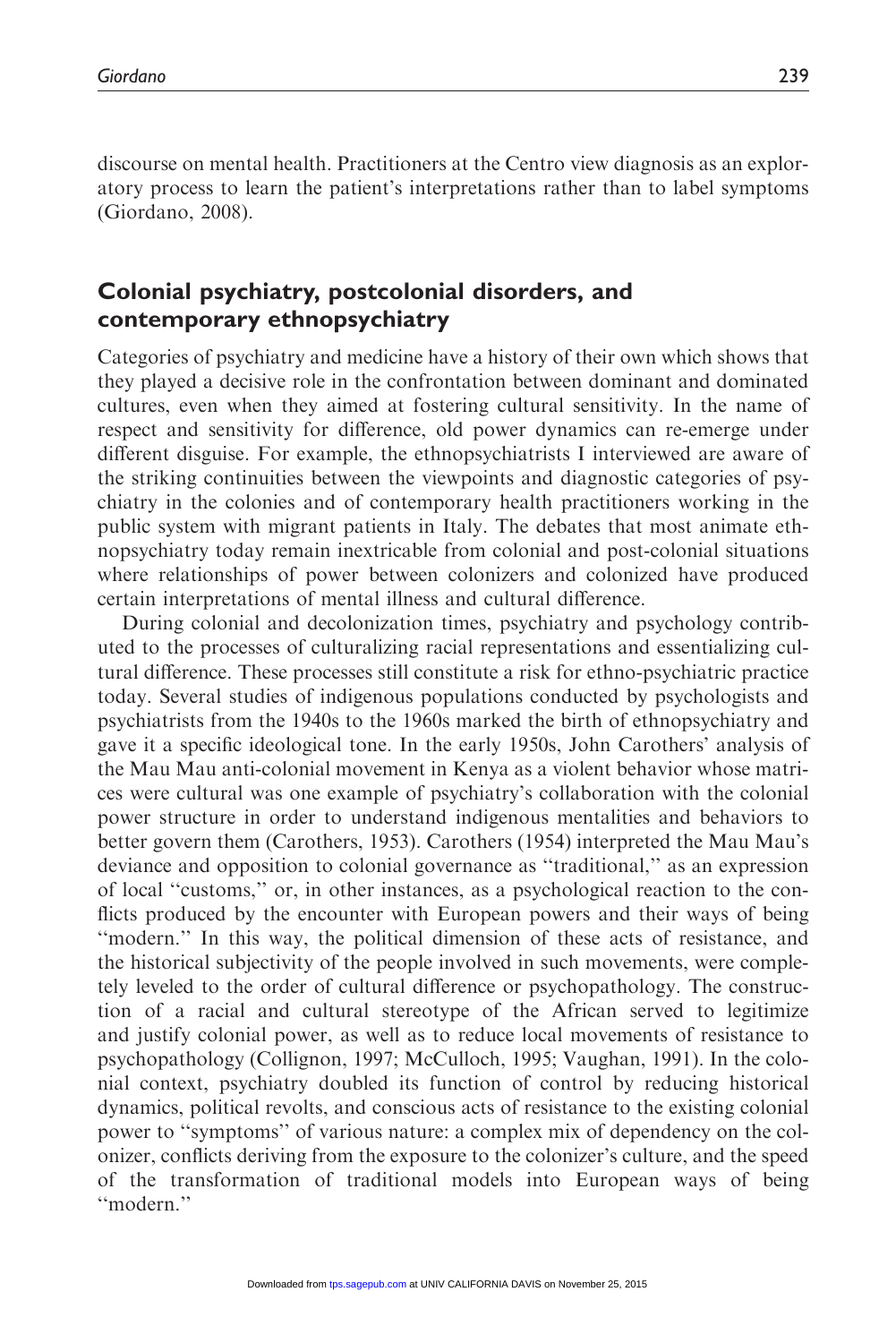discourse on mental health. Practitioners at the Centro view diagnosis as an exploratory process to learn the patient's interpretations rather than to label symptoms (Giordano, 2008).

## Colonial psychiatry, postcolonial disorders, and contemporary ethnopsychiatry

Categories of psychiatry and medicine have a history of their own which shows that they played a decisive role in the confrontation between dominant and dominated cultures, even when they aimed at fostering cultural sensitivity. In the name of respect and sensitivity for difference, old power dynamics can re-emerge under different disguise. For example, the ethnopsychiatrists I interviewed are aware of the striking continuities between the viewpoints and diagnostic categories of psychiatry in the colonies and of contemporary health practitioners working in the public system with migrant patients in Italy. The debates that most animate ethnopsychiatry today remain inextricable from colonial and post-colonial situations where relationships of power between colonizers and colonized have produced certain interpretations of mental illness and cultural difference.

During colonial and decolonization times, psychiatry and psychology contributed to the processes of culturalizing racial representations and essentializing cultural difference. These processes still constitute a risk for ethno-psychiatric practice today. Several studies of indigenous populations conducted by psychologists and psychiatrists from the 1940s to the 1960s marked the birth of ethnopsychiatry and gave it a specific ideological tone. In the early 1950s, John Carothers' analysis of the Mau Mau anti-colonial movement in Kenya as a violent behavior whose matrices were cultural was one example of psychiatry's collaboration with the colonial power structure in order to understand indigenous mentalities and behaviors to better govern them (Carothers, 1953). Carothers (1954) interpreted the Mau Mau's deviance and opposition to colonial governance as "traditional," as an expression of local "customs," or, in other instances, as a psychological reaction to the conflicts produced by the encounter with European powers and their ways of being "modern." In this way, the political dimension of these acts of resistance, and the historical subjectivity of the people involved in such movements, were completely leveled to the order of cultural difference or psychopathology. The construction of a racial and cultural stereotype of the African served to legitimize and justify colonial power, as well as to reduce local movements of resistance to psychopathology (Collignon, 1997; McCulloch, 1995; Vaughan, 1991). In the colonial context, psychiatry doubled its function of control by reducing historical dynamics, political revolts, and conscious acts of resistance to the existing colonial power to "symptoms" of various nature: a complex mix of dependency on the colonizer, conflicts deriving from the exposure to the colonizer's culture, and the speed of the transformation of traditional models into European ways of being "modern."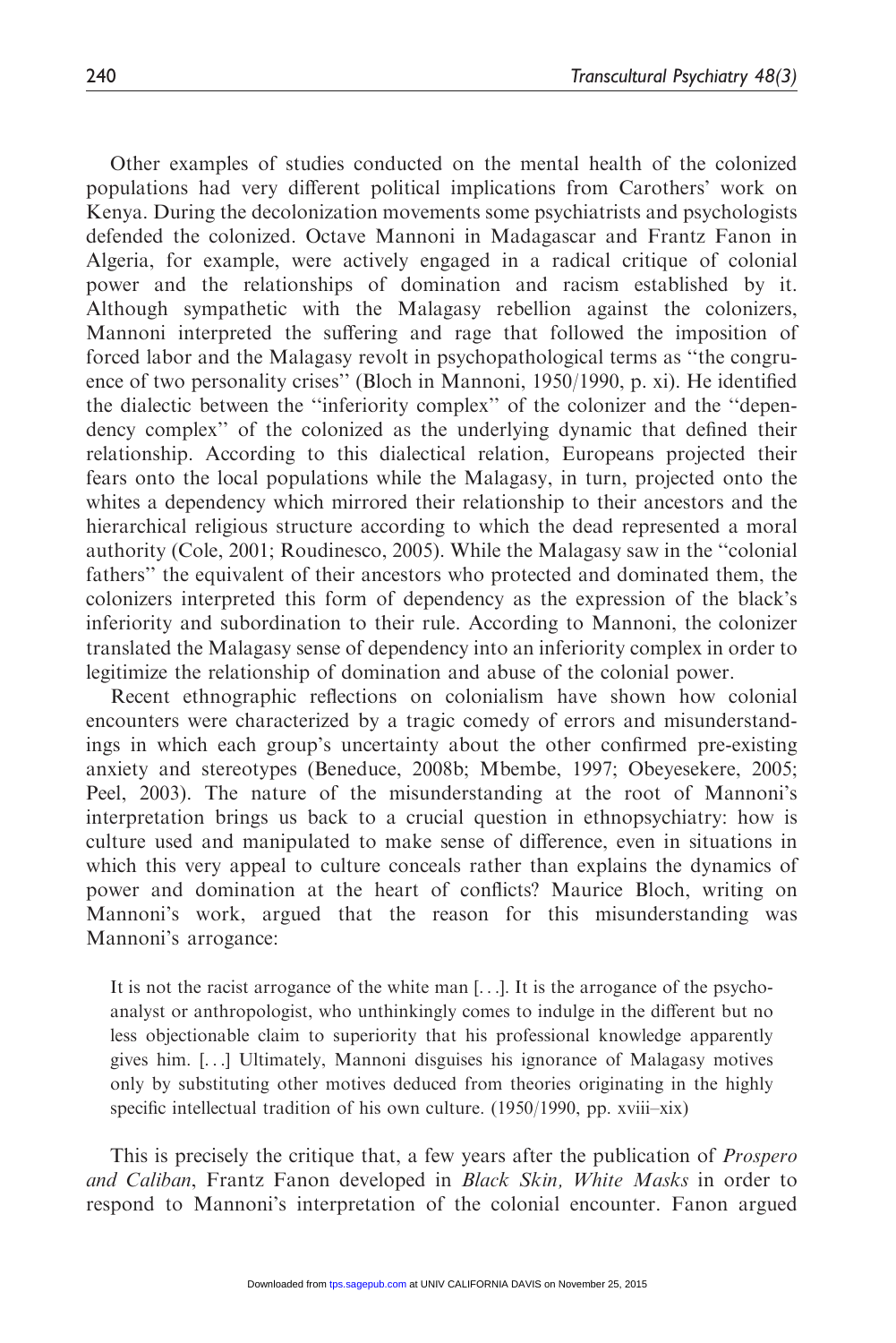Other examples of studies conducted on the mental health of the colonized populations had very different political implications from Carothers' work on Kenya. During the decolonization movements some psychiatrists and psychologists defended the colonized. Octave Mannoni in Madagascar and Frantz Fanon in Algeria, for example, were actively engaged in a radical critique of colonial power and the relationships of domination and racism established by it. Although sympathetic with the Malagasy rebellion against the colonizers, Mannoni interpreted the suffering and rage that followed the imposition of forced labor and the Malagasy revolt in psychopathological terms as ''the congruence of two personality crises'' (Bloch in Mannoni, 1950/1990, p. xi). He identified the dialectic between the ''inferiority complex'' of the colonizer and the ''dependency complex'' of the colonized as the underlying dynamic that defined their relationship. According to this dialectical relation, Europeans projected their fears onto the local populations while the Malagasy, in turn, projected onto the whites a dependency which mirrored their relationship to their ancestors and the hierarchical religious structure according to which the dead represented a moral authority (Cole, 2001; Roudinesco, 2005). While the Malagasy saw in the ''colonial fathers'' the equivalent of their ancestors who protected and dominated them, the colonizers interpreted this form of dependency as the expression of the black's inferiority and subordination to their rule. According to Mannoni, the colonizer translated the Malagasy sense of dependency into an inferiority complex in order to legitimize the relationship of domination and abuse of the colonial power.

Recent ethnographic reflections on colonialism have shown how colonial encounters were characterized by a tragic comedy of errors and misunderstandings in which each group's uncertainty about the other confirmed pre-existing anxiety and stereotypes (Beneduce, 2008b; Mbembe, 1997; Obeyesekere, 2005; Peel, 2003). The nature of the misunderstanding at the root of Mannoni's interpretation brings us back to a crucial question in ethnopsychiatry: how is culture used and manipulated to make sense of difference, even in situations in which this very appeal to culture conceals rather than explains the dynamics of power and domination at the heart of conflicts? Maurice Bloch, writing on Mannoni's work, argued that the reason for this misunderstanding was Mannoni's arrogance:

> It is not the racist arrogance of the white man [...]. It is the arrogance of the psychoanalyst or anthropologist, who unthinkingly comes to indulge in the different but no less objectionable claim to superiority that his professional knowledge apparently gives him. [...] Ultimately, Mannoni disguises his ignorance of Malagasy motives only by substituting other motives deduced from theories originating in the highly specific intellectual tradition of his own culture. (1950/1990, pp. xviii–xix)

This is precisely the critique that, a few years after the publication of *Prospero and Caliban*, Frantz Fanon developed in *Black Skin, White Masks* in order to respond to Mannoni's interpretation of the colonial encounter. Fanon argued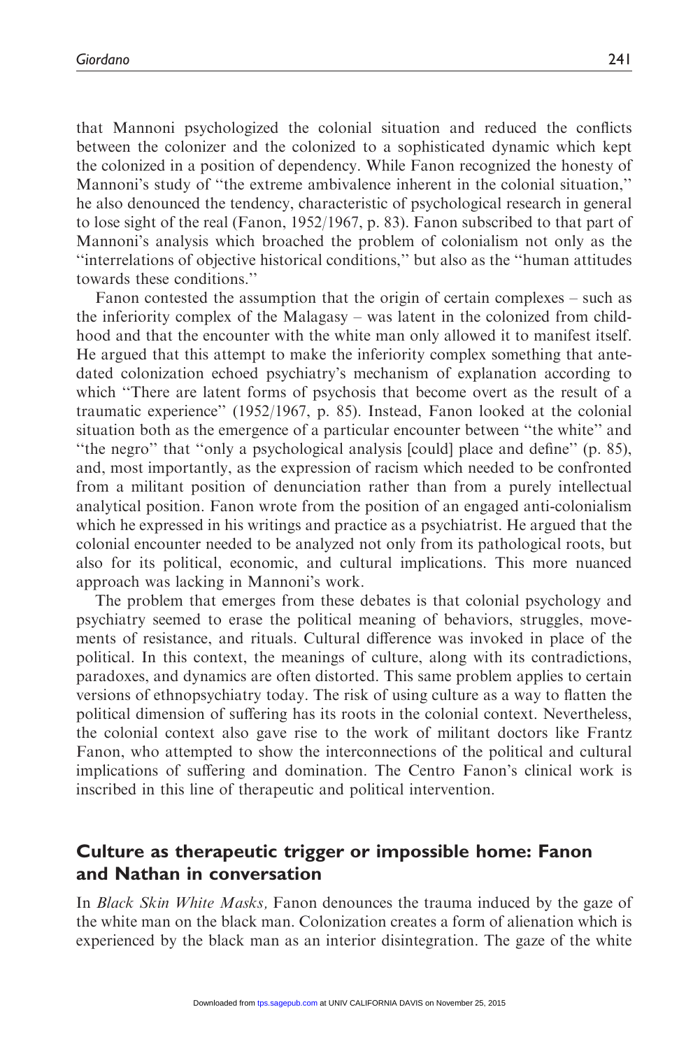that Mannoni psychologized the colonial situation and reduced the conflicts between the colonizer and the colonized to a sophisticated dynamic which kept the colonized in a position of dependency. While Fanon recognized the honesty of Mannoni's study of "the extreme ambivalence inherent in the colonial situation," he also denounced the tendency, characteristic of psychological research in general to lose sight of the real (Fanon, 1952/1967, p. 83). Fanon subscribed to that part of Mannoni's analysis which broached the problem of colonialism not only as the "interrelations of objective historical conditions," but also as the "human attitudes towards these conditions."

Fanon contested the assumption that the origin of certain complexes – such as the inferiority complex of the Malagasy – was latent in the colonized from childhood and that the encounter with the white man only allowed it to manifest itself. He argued that this attempt to make the inferiority complex something that antedated colonization echoed psychiatry's mechanism of explanation according to which "There are latent forms of psychosis that become overt as the result of a traumatic experience" (1952/1967, p. 85). Instead, Fanon looked at the colonial situation both as the emergence of a particular encounter between "the white" and "the negro" that "only a psychological analysis [could] place and define" (p. 85), and, most importantly, as the expression of racism which needed to be confronted from a militant position of denunciation rather than from a purely intellectual analytical position. Fanon wrote from the position of an engaged anti-colonialism which he expressed in his writings and practice as a psychiatrist. He argued that the colonial encounter needed to be analyzed not only from its pathological roots, but also for its political, economic, and cultural implications. This more nuanced approach was lacking in Mannoni's work.

The problem that emerges from these debates is that colonial psychology and psychiatry seemed to erase the political meaning of behaviors, struggles, movements of resistance, and rituals. Cultural difference was invoked in place of the political. In this context, the meanings of culture, along with its contradictions, paradoxes, and dynamics are often distorted. This same problem applies to certain versions of ethnopsychiatry today. The risk of using culture as a way to flatten the political dimension of suffering has its roots in the colonial context. Nevertheless, the colonial context also gave rise to the work of militant doctors like Frantz Fanon, who attempted to show the interconnections of the political and cultural implications of suffering and domination. The Centro Fanon's clinical work is inscribed in this line of therapeutic and political intervention.

## Culture as therapeutic trigger or impossible home: Fanon and Nathan in conversation

In *Black Skin White Masks,* Fanon denounces the trauma induced by the gaze of the white man on the black man. Colonization creates a form of alienation which is experienced by the black man as an interior disintegration. The gaze of the white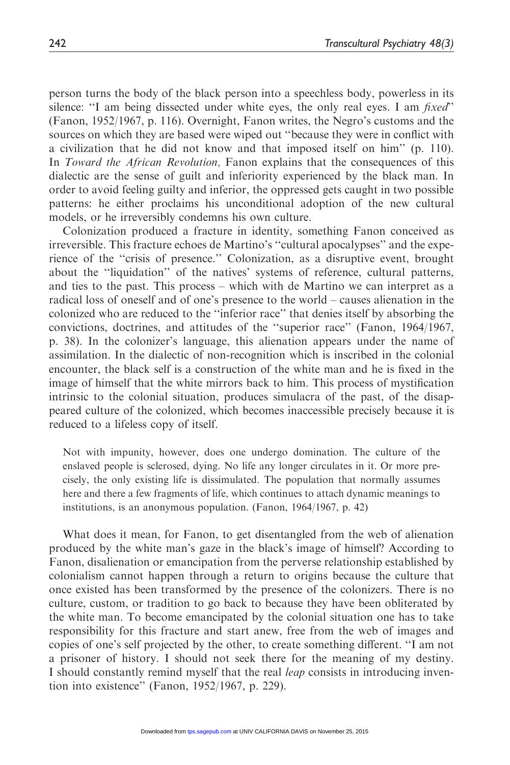person turns the body of the black person into a speechless body, powerless in its silence: ''I am being dissected under white eyes, the only real eyes. I am *fixed*'' (Fanon, 1952/1967, p. 116). Overnight, Fanon writes, the Negro's customs and the sources on which they are based were wiped out ''because they were in conflict with a civilization that he did not know and that imposed itself on him'' (p. 110). In *Toward the African Revolution,* Fanon explains that the consequences of this dialectic are the sense of guilt and inferiority experienced by the black man. In order to avoid feeling guilty and inferior, the oppressed gets caught in two possible patterns: he either proclaims his unconditional adoption of the new cultural models, or he irreversibly condemns his own culture.

Colonization produced a fracture in identity, something Fanon conceived as irreversible. This fracture echoes de Martino's ''cultural apocalypses'' and the experience of the ''crisis of presence.'' Colonization, as a disruptive event, brought about the ''liquidation'' of the natives' systems of reference, cultural patterns, and ties to the past. This process – which with de Martino we can interpret as a radical loss of oneself and of one's presence to the world – causes alienation in the colonized who are reduced to the ''inferior race'' that denies itself by absorbing the convictions, doctrines, and attitudes of the ''superior race'' (Fanon, 1964/1967, p. 38). In the colonizer's language, this alienation appears under the name of assimilation. In the dialectic of non-recognition which is inscribed in the colonial encounter, the black self is a construction of the white man and he is fixed in the image of himself that the white mirrors back to him. This process of mystification intrinsic to the colonial situation, produces simulacra of the past, of the disappeared culture of the colonized, which becomes inaccessible precisely because it is reduced to a lifeless copy of itself.

> Not with impunity, however, does one undergo domination. The culture of the enslaved people is sclerosed, dying. No life any longer circulates in it. Or more precisely, the only existing life is dissimulated. The population that normally assumes here and there a few fragments of life, which continues to attach dynamic meanings to institutions, is an anonymous population. (Fanon, 1964/1967, p. 42)

What does it mean, for Fanon, to get disentangled from the web of alienation produced by the white man's gaze in the black's image of himself? According to Fanon, disalienation or emancipation from the perverse relationship established by colonialism cannot happen through a return to origins because the culture that once existed has been transformed by the presence of the colonizers. There is no culture, custom, or tradition to go back to because they have been obliterated by the white man. To become emancipated by the colonial situation one has to take responsibility for this fracture and start anew, free from the web of images and copies of one's self projected by the other, to create something different. ''I am not a prisoner of history. I should not seek there for the meaning of my destiny. I should constantly remind myself that the real *leap* consists in introducing invention into existence'' (Fanon, 1952/1967, p. 229).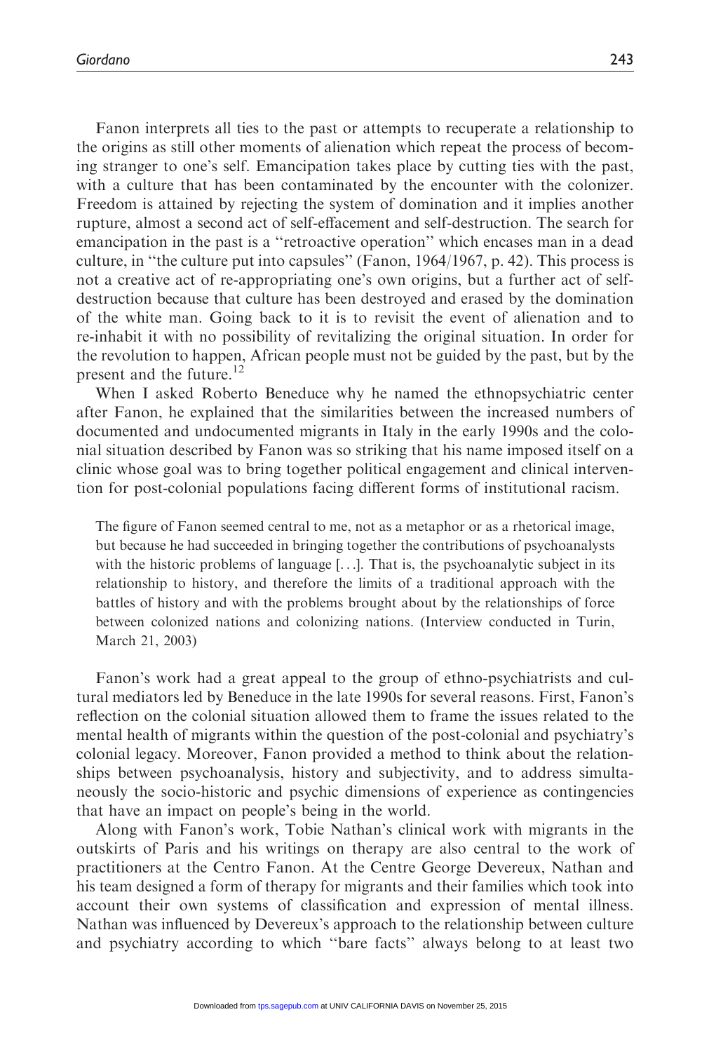Fanon interprets all ties to the past or attempts to recuperate a relationship to the origins as still other moments of alienation which repeat the process of becoming stranger to one's self. Emancipation takes place by cutting ties with the past, with a culture that has been contaminated by the encounter with the colonizer. Freedom is attained by rejecting the system of domination and it implies another rupture, almost a second act of self-effacement and self-destruction. The search for emancipation in the past is a "retroactive operation" which encases man in a dead culture, in "the culture put into capsules" (Fanon, 1964/1967, p. 42). This process is not a creative act of re-appropriating one's own origins, but a further act of self-destruction because that culture has been destroyed and erased by the domination of the white man. Going back to it is to revisit the event of alienation and to re-inhabit it with no possibility of revitalizing the original situation. In order for the revolution to happen, African people must not be guided by the past, but by the present and the future.[12]

When I asked Roberto Beneduce why he named the ethnopsychiatric center after Fanon, he explained that the similarities between the increased numbers of documented and undocumented migrants in Italy in the early 1990s and the colonial situation described by Fanon was so striking that his name imposed itself on a clinic whose goal was to bring together political engagement and clinical intervention for post-colonial populations facing different forms of institutional racism.

> The figure of Fanon seemed central to me, not as a metaphor or as a rhetorical image, but because he had succeeded in bringing together the contributions of psychoanalysts with the historic problems of language [...]. That is, the psychoanalytic subject in its relationship to history, and therefore the limits of a traditional approach with the battles of history and with the problems brought about by the relationships of force between colonized nations and colonizing nations. (Interview conducted in Turin, March 21, 2003)

Fanon's work had a great appeal to the group of ethno-psychiatrists and cultural mediators led by Beneduce in the late 1990s for several reasons. First, Fanon's reflection on the colonial situation allowed them to frame the issues related to the mental health of migrants within the question of the post-colonial and psychiatry's colonial legacy. Moreover, Fanon provided a method to think about the relationships between psychoanalysis, history and subjectivity, and to address simultaneously the socio-historic and psychic dimensions of experience as contingencies that have an impact on people's being in the world.

Along with Fanon's work, Tobie Nathan's clinical work with migrants in the outskirts of Paris and his writings on therapy are also central to the work of practitioners at the Centro Fanon. At the Centre George Devereux, Nathan and his team designed a form of therapy for migrants and their families which took into account their own systems of classification and expression of mental illness. Nathan was influenced by Devereux's approach to the relationship between culture and psychiatry according to which "bare facts" always belong to at least two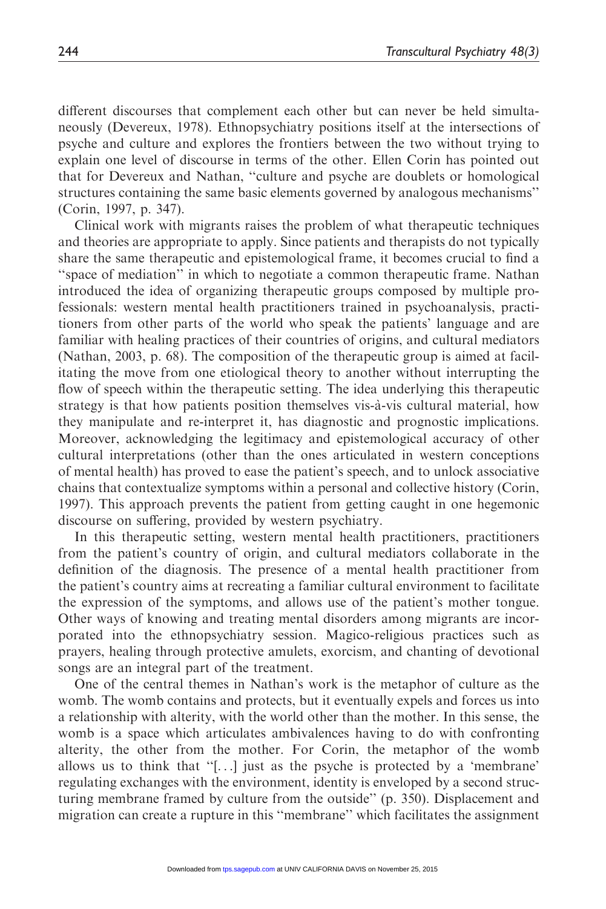different discourses that complement each other but can never be held simultaneously (Devereux, 1978). Ethnopsychiatry positions itself at the intersections of psyche and culture and explores the frontiers between the two without trying to explain one level of discourse in terms of the other. Ellen Corin has pointed out that for Devereux and Nathan, "culture and psyche are doublets or homological structures containing the same basic elements governed by analogous mechanisms" (Corin, 1997, p. 347).

Clinical work with migrants raises the problem of what therapeutic techniques and theories are appropriate to apply. Since patients and therapists do not typically share the same therapeutic and epistemological frame, it becomes crucial to find a "space of mediation" in which to negotiate a common therapeutic frame. Nathan introduced the idea of organizing therapeutic groups composed by multiple professionals: western mental health practitioners trained in psychoanalysis, practitioners from other parts of the world who speak the patients' language and are familiar with healing practices of their countries of origins, and cultural mediators (Nathan, 2003, p. 68). The composition of the therapeutic group is aimed at facilitating the move from one etiological theory to another without interrupting the flow of speech within the therapeutic setting. The idea underlying this therapeutic strategy is that how patients position themselves vis-à-vis cultural material, how they manipulate and re-interpret it, has diagnostic and prognostic implications. Moreover, acknowledging the legitimacy and epistemological accuracy of other cultural interpretations (other than the ones articulated in western conceptions of mental health) has proved to ease the patient's speech, and to unlock associative chains that contextualize symptoms within a personal and collective history (Corin, 1997). This approach prevents the patient from getting caught in one hegemonic discourse on suffering, provided by western psychiatry.

In this therapeutic setting, western mental health practitioners, practitioners from the patient's country of origin, and cultural mediators collaborate in the definition of the diagnosis. The presence of a mental health practitioner from the patient's country aims at recreating a familiar cultural environment to facilitate the expression of the symptoms, and allows use of the patient's mother tongue. Other ways of knowing and treating mental disorders among migrants are incorporated into the ethnopsychiatry session. Magico-religious practices such as prayers, healing through protective amulets, exorcism, and chanting of devotional songs are an integral part of the treatment.

One of the central themes in Nathan's work is the metaphor of culture as the womb. The womb contains and protects, but it eventually expels and forces us into a relationship with alterity, with the world other than the mother. In this sense, the womb is a space which articulates ambivalences having to do with confronting alterity, the other from the mother. For Corin, the metaphor of the womb allows us to think that "[...] just as the psyche is protected by a 'membrane' regulating exchanges with the environment, identity is enveloped by a second structuring membrane framed by culture from the outside" (p. 350). Displacement and migration can create a rupture in this "membrane" which facilitates the assignment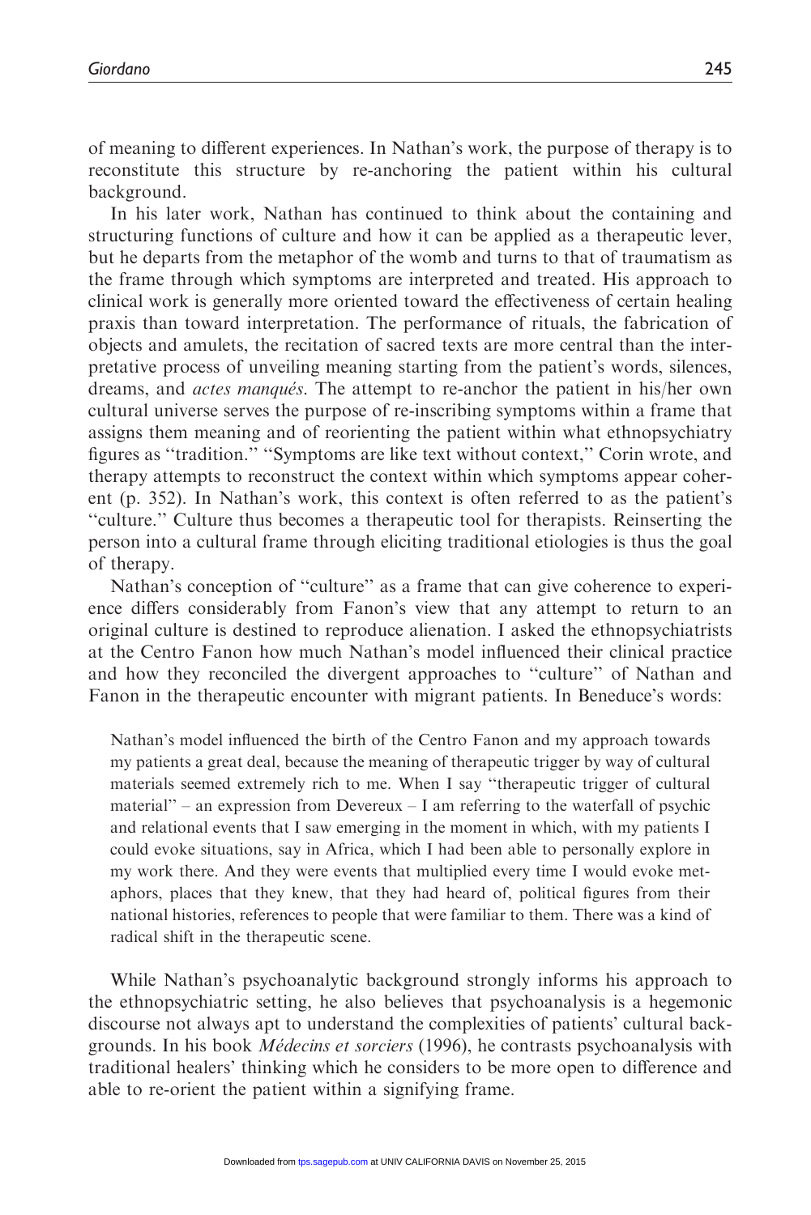of meaning to different experiences. In Nathan's work, the purpose of therapy is to reconstitute this structure by re-anchoring the patient within his cultural background.

In his later work, Nathan has continued to think about the containing and structuring functions of culture and how it can be applied as a therapeutic lever, but he departs from the metaphor of the womb and turns to that of traumatism as the frame through which symptoms are interpreted and treated. His approach to clinical work is generally more oriented toward the effectiveness of certain healing praxis than toward interpretation. The performance of rituals, the fabrication of objects and amulets, the recitation of sacred texts are more central than the interpretative process of unveiling meaning starting from the patient's words, silences, dreams, and *actes manqués*. The attempt to re-anchor the patient in his/her own cultural universe serves the purpose of re-inscribing symptoms within a frame that assigns them meaning and of reorienting the patient within what ethnopsychiatry figures as "tradition." "Symptoms are like text without context," Corin wrote, and therapy attempts to reconstruct the context within which symptoms appear coherent (p. 352). In Nathan's work, this context is often referred to as the patient's "culture." Culture thus becomes a therapeutic tool for therapists. Reinserting the person into a cultural frame through eliciting traditional etiologies is thus the goal of therapy.

Nathan's conception of "culture" as a frame that can give coherence to experience differs considerably from Fanon's view that any attempt to return to an original culture is destined to reproduce alienation. I asked the ethnopsychiatrists at the Centro Fanon how much Nathan's model influenced their clinical practice and how they reconciled the divergent approaches to "culture" of Nathan and Fanon in the therapeutic encounter with migrant patients. In Beneduce's words:

> Nathan's model influenced the birth of the Centro Fanon and my approach towards my patients a great deal, because the meaning of therapeutic trigger by way of cultural materials seemed extremely rich to me. When I say "therapeutic trigger of cultural material" – an expression from Devereux – I am referring to the waterfall of psychic and relational events that I saw emerging in the moment in which, with my patients I could evoke situations, say in Africa, which I had been able to personally explore in my work there. And they were events that multiplied every time I would evoke metaphors, places that they knew, that they had heard of, political figures from their national histories, references to people that were familiar to them. There was a kind of radical shift in the therapeutic scene.

While Nathan's psychoanalytic background strongly informs his approach to the ethnopsychiatric setting, he also believes that psychoanalysis is a hegemonic discourse not always apt to understand the complexities of patients' cultural backgrounds. In his book *Médecins et sorciers* (1996), he contrasts psychoanalysis with traditional healers' thinking which he considers to be more open to difference and able to re-orient the patient within a signifying frame.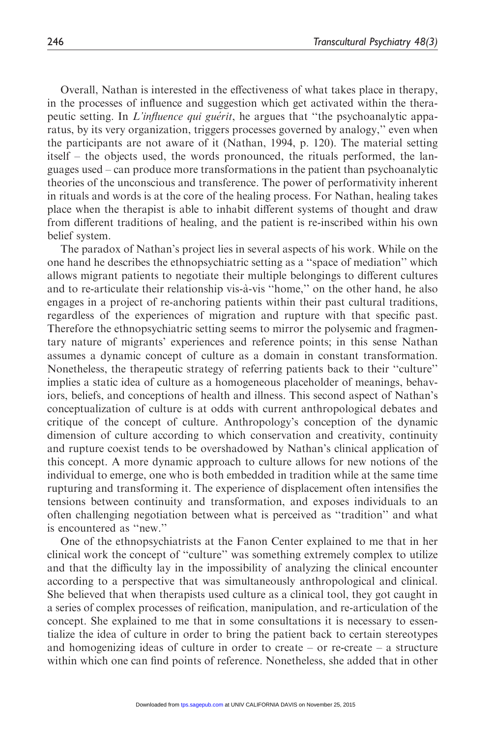Overall, Nathan is interested in the effectiveness of what takes place in therapy, in the processes of influence and suggestion which get activated within the therapeutic setting. In *L'influence qui guérit*, he argues that "the psychoanalytic apparatus, by its very organization, triggers processes governed by analogy," even when the participants are not aware of it (Nathan, 1994, p. 120). The material setting itself – the objects used, the words pronounced, the rituals performed, the languages used – can produce more transformations in the patient than psychoanalytic theories of the unconscious and transference. The power of performativity inherent in rituals and words is at the core of the healing process. For Nathan, healing takes place when the therapist is able to inhabit different systems of thought and draw from different traditions of healing, and the patient is re-inscribed within his own belief system.

The paradox of Nathan's project lies in several aspects of his work. While on the one hand he describes the ethnopsychiatric setting as a "space of mediation" which allows migrant patients to negotiate their multiple belongings to different cultures and to re-articulate their relationship vis-à-vis "home," on the other hand, he also engages in a project of re-anchoring patients within their past cultural traditions, regardless of the experiences of migration and rupture with that specific past. Therefore the ethnopsychiatric setting seems to mirror the polysemic and fragmentary nature of migrants' experiences and reference points; in this sense Nathan assumes a dynamic concept of culture as a domain in constant transformation. Nonetheless, the therapeutic strategy of referring patients back to their "culture" implies a static idea of culture as a homogeneous placeholder of meanings, behaviors, beliefs, and conceptions of health and illness. This second aspect of Nathan's conceptualization of culture is at odds with current anthropological debates and critique of the concept of culture. Anthropology's conception of the dynamic dimension of culture according to which conservation and creativity, continuity and rupture coexist tends to be overshadowed by Nathan's clinical application of this concept. A more dynamic approach to culture allows for new notions of the individual to emerge, one who is both embedded in tradition while at the same time rupturing and transforming it. The experience of displacement often intensifies the tensions between continuity and transformation, and exposes individuals to an often challenging negotiation between what is perceived as "tradition" and what is encountered as "new."

One of the ethnopsychiatrists at the Fanon Center explained to me that in her clinical work the concept of "culture" was something extremely complex to utilize and that the difficulty lay in the impossibility of analyzing the clinical encounter according to a perspective that was simultaneously anthropological and clinical. She believed that when therapists used culture as a clinical tool, they got caught in a series of complex processes of reification, manipulation, and re-articulation of the concept. She explained to me that in some consultations it is necessary to essentialize the idea of culture in order to bring the patient back to certain stereotypes and homogenizing ideas of culture in order to create – or re-create – a structure within which one can find points of reference. Nonetheless, she added that in other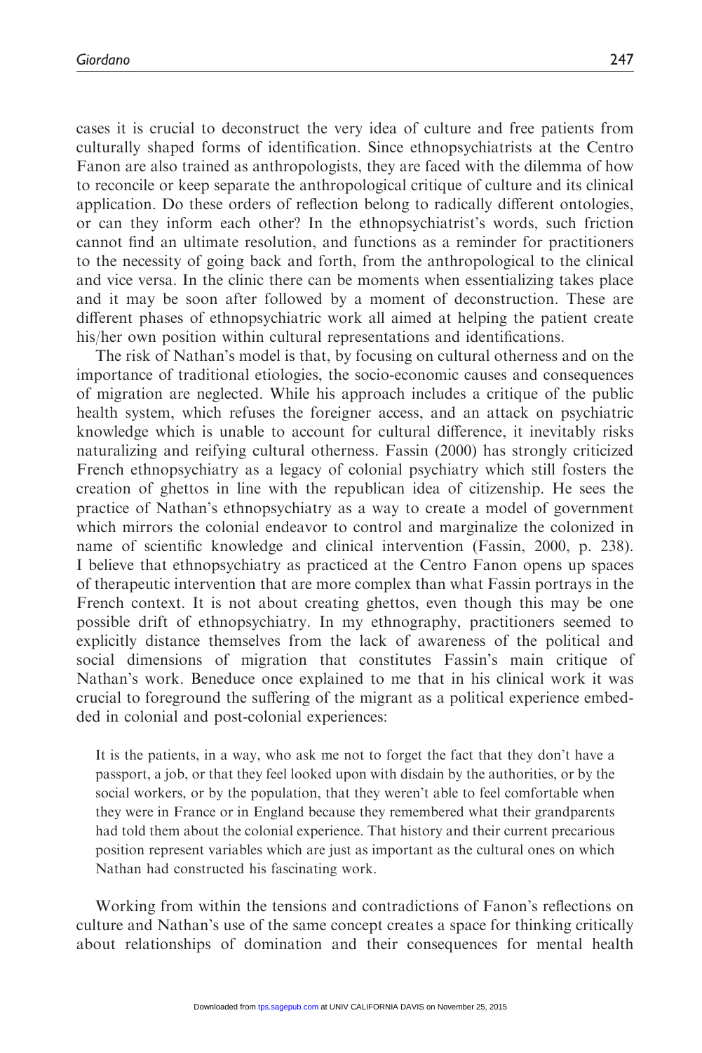cases it is crucial to deconstruct the very idea of culture and free patients from culturally shaped forms of identification. Since ethnopsychiatrists at the Centro Fanon are also trained as anthropologists, they are faced with the dilemma of how to reconcile or keep separate the anthropological critique of culture and its clinical application. Do these orders of reflection belong to radically different ontologies, or can they inform each other? In the ethnopsychiatrist's words, such friction cannot find an ultimate resolution, and functions as a reminder for practitioners to the necessity of going back and forth, from the anthropological to the clinical and vice versa. In the clinic there can be moments when essentializing takes place and it may be soon after followed by a moment of deconstruction. These are different phases of ethnopsychiatric work all aimed at helping the patient create his/her own position within cultural representations and identifications.

The risk of Nathan's model is that, by focusing on cultural otherness and on the importance of traditional etiologies, the socio-economic causes and consequences of migration are neglected. While his approach includes a critique of the public health system, which refuses the foreigner access, and an attack on psychiatric knowledge which is unable to account for cultural difference, it inevitably risks naturalizing and reifying cultural otherness. Fassin (2000) has strongly criticized French ethnopsychiatry as a legacy of colonial psychiatry which still fosters the creation of ghettos in line with the republican idea of citizenship. He sees the practice of Nathan's ethnopsychiatry as a way to create a model of government which mirrors the colonial endeavor to control and marginalize the colonized in name of scientific knowledge and clinical intervention (Fassin, 2000, p. 238). I believe that ethnopsychiatry as practiced at the Centro Fanon opens up spaces of therapeutic intervention that are more complex than what Fassin portrays in the French context. It is not about creating ghettos, even though this may be one possible drift of ethnopsychiatry. In my ethnography, practitioners seemed to explicitly distance themselves from the lack of awareness of the political and social dimensions of migration that constitutes Fassin's main critique of Nathan's work. Beneduce once explained to me that in his clinical work it was crucial to foreground the suffering of the migrant as a political experience embedded in colonial and post-colonial experiences:

> It is the patients, in a way, who ask me not to forget the fact that they don't have a passport, a job, or that they feel looked upon with disdain by the authorities, or by the social workers, or by the population, that they weren't able to feel comfortable when they were in France or in England because they remembered what their grandparents had told them about the colonial experience. That history and their current precarious position represent variables which are just as important as the cultural ones on which Nathan had constructed his fascinating work.

Working from within the tensions and contradictions of Fanon's reflections on culture and Nathan's use of the same concept creates a space for thinking critically about relationships of domination and their consequences for mental health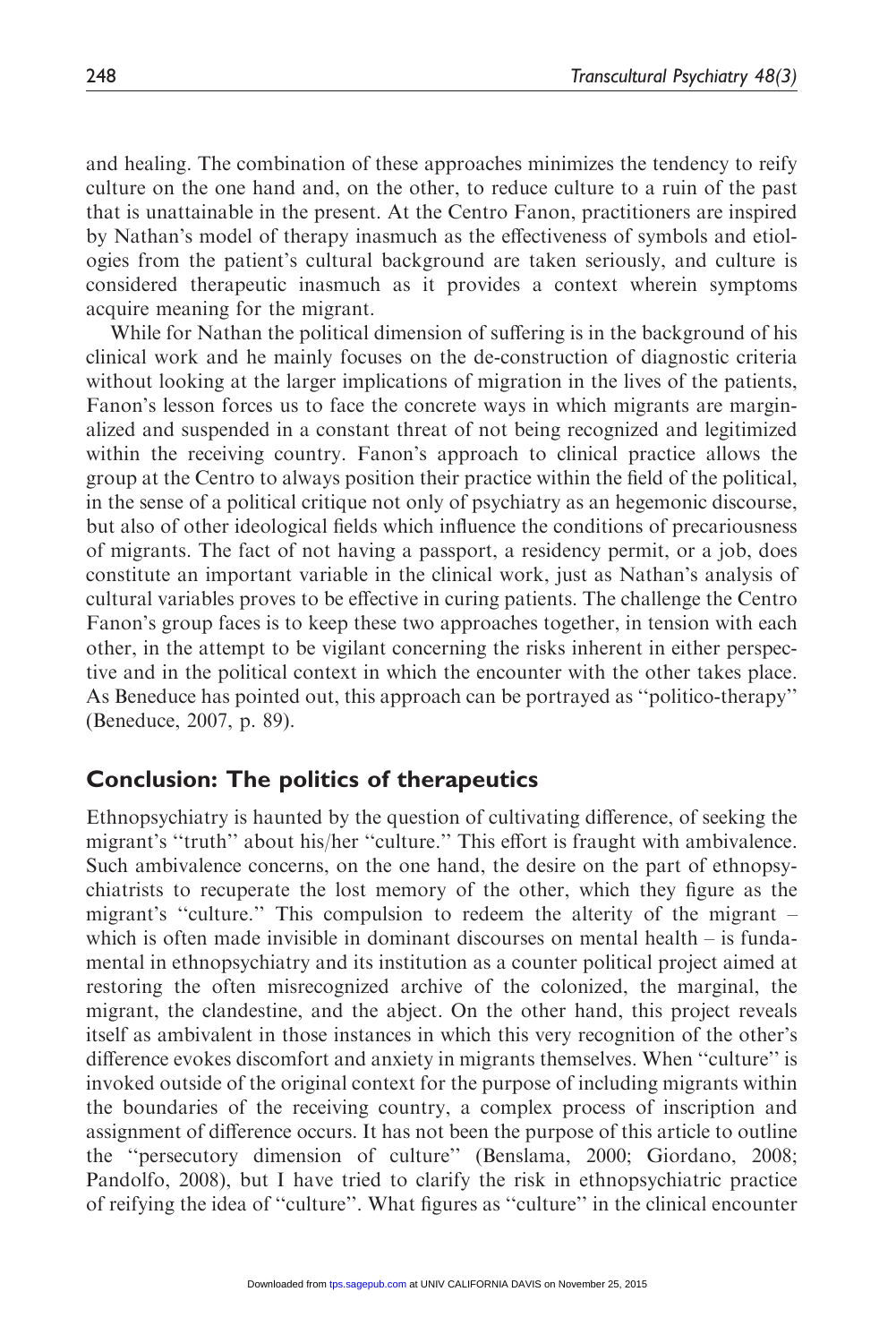and healing. The combination of these approaches minimizes the tendency to reify culture on the one hand and, on the other, to reduce culture to a ruin of the past that is unattainable in the present. At the Centro Fanon, practitioners are inspired by Nathan's model of therapy inasmuch as the effectiveness of symbols and etiologies from the patient's cultural background are taken seriously, and culture is considered therapeutic inasmuch as it provides a context wherein symptoms acquire meaning for the migrant.

While for Nathan the political dimension of suffering is in the background of his clinical work and he mainly focuses on the de-construction of diagnostic criteria without looking at the larger implications of migration in the lives of the patients, Fanon's lesson forces us to face the concrete ways in which migrants are marginalized and suspended in a constant threat of not being recognized and legitimized within the receiving country. Fanon's approach to clinical practice allows the group at the Centro to always position their practice within the field of the political, in the sense of a political critique not only of psychiatry as an hegemonic discourse, but also of other ideological fields which influence the conditions of precariousness of migrants. The fact of not having a passport, a residency permit, or a job, does constitute an important variable in the clinical work, just as Nathan's analysis of cultural variables proves to be effective in curing patients. The challenge the Centro Fanon's group faces is to keep these two approaches together, in tension with each other, in the attempt to be vigilant concerning the risks inherent in either perspective and in the political context in which the encounter with the other takes place. As Beneduce has pointed out, this approach can be portrayed as ''politico-therapy'' (Beneduce, 2007, p. 89).

## Conclusion: The politics of therapeutics

Ethnopsychiatry is haunted by the question of cultivating difference, of seeking the migrant's ''truth'' about his/her ''culture.'' This effort is fraught with ambivalence. Such ambivalence concerns, on the one hand, the desire on the part of ethnopsychiatrists to recuperate the lost memory of the other, which they figure as the migrant's ''culture.'' This compulsion to redeem the alterity of the migrant – which is often made invisible in dominant discourses on mental health – is fundamental in ethnopsychiatry and its institution as a counter political project aimed at restoring the often misrecognized archive of the colonized, the marginal, the migrant, the clandestine, and the abject. On the other hand, this project reveals itself as ambivalent in those instances in which this very recognition of the other's difference evokes discomfort and anxiety in migrants themselves. When ''culture'' is invoked outside of the original context for the purpose of including migrants within the boundaries of the receiving country, a complex process of inscription and assignment of difference occurs. It has not been the purpose of this article to outline the ''persecutory dimension of culture'' (Benslama, 2000; Giordano, 2008; Pandolfo, 2008), but I have tried to clarify the risk in ethnopsychiatric practice of reifying the idea of ''culture''. What figures as ''culture'' in the clinical encounter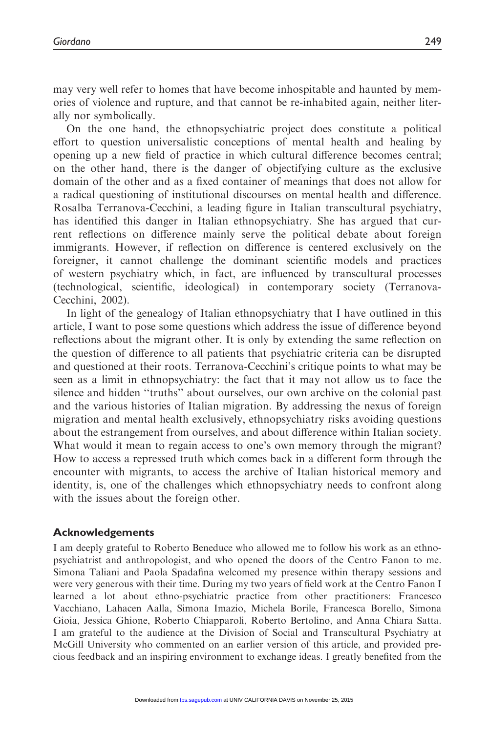may very well refer to homes that have become inhospitable and haunted by memories of violence and rupture, and that cannot be re-inhabited again, neither literally nor symbolically.

On the one hand, the ethnopsychiatric project does constitute a political effort to question universalistic conceptions of mental health and healing by opening up a new field of practice in which cultural difference becomes central; on the other hand, there is the danger of objectifying culture as the exclusive domain of the other and as a fixed container of meanings that does not allow for a radical questioning of institutional discourses on mental health and difference. Rosalba Terranova-Cecchini, a leading figure in Italian transcultural psychiatry, has identified this danger in Italian ethnopsychiatry. She has argued that current reflections on difference mainly serve the political debate about foreign immigrants. However, if reflection on difference is centered exclusively on the foreigner, it cannot challenge the dominant scientific models and practices of western psychiatry which, in fact, are influenced by transcultural processes (technological, scientific, ideological) in contemporary society (Terranova-Cecchini, 2002).

In light of the genealogy of Italian ethnopsychiatry that I have outlined in this article, I want to pose some questions which address the issue of difference beyond reflections about the migrant other. It is only by extending the same reflection on the question of difference to all patients that psychiatric criteria can be disrupted and questioned at their roots. Terranova-Cecchini's critique points to what may be seen as a limit in ethnopsychiatry: the fact that it may not allow us to face the silence and hidden ''truths'' about ourselves, our own archive on the colonial past and the various histories of Italian migration. By addressing the nexus of foreign migration and mental health exclusively, ethnopsychiatry risks avoiding questions about the estrangement from ourselves, and about difference within Italian society. What would it mean to regain access to one's own memory through the migrant? How to access a repressed truth which comes back in a different form through the encounter with migrants, to access the archive of Italian historical memory and identity, is, one of the challenges which ethnopsychiatry needs to confront along with the issues about the foreign other.

## Acknowledgements

I am deeply grateful to Roberto Beneduce who allowed me to follow his work as an ethnopsychiatrist and anthropologist, and who opened the doors of the Centro Fanon to me. Simona Taliani and Paola Spadafina welcomed my presence within therapy sessions and were very generous with their time. During my two years of field work at the Centro Fanon I learned a lot about ethno-psychiatric practice from other practitioners: Francesco Vacchiano, Lahacen Aalla, Simona Imazio, Michela Borile, Francesca Borello, Simona Gioia, Jessica Ghione, Roberto Chiapparoli, Roberto Bertolino, and Anna Chiara Satta. I am grateful to the audience at the Division of Social and Transcultural Psychiatry at McGill University who commented on an earlier version of this article, and provided precious feedback and an inspiring environment to exchange ideas. I greatly benefited from the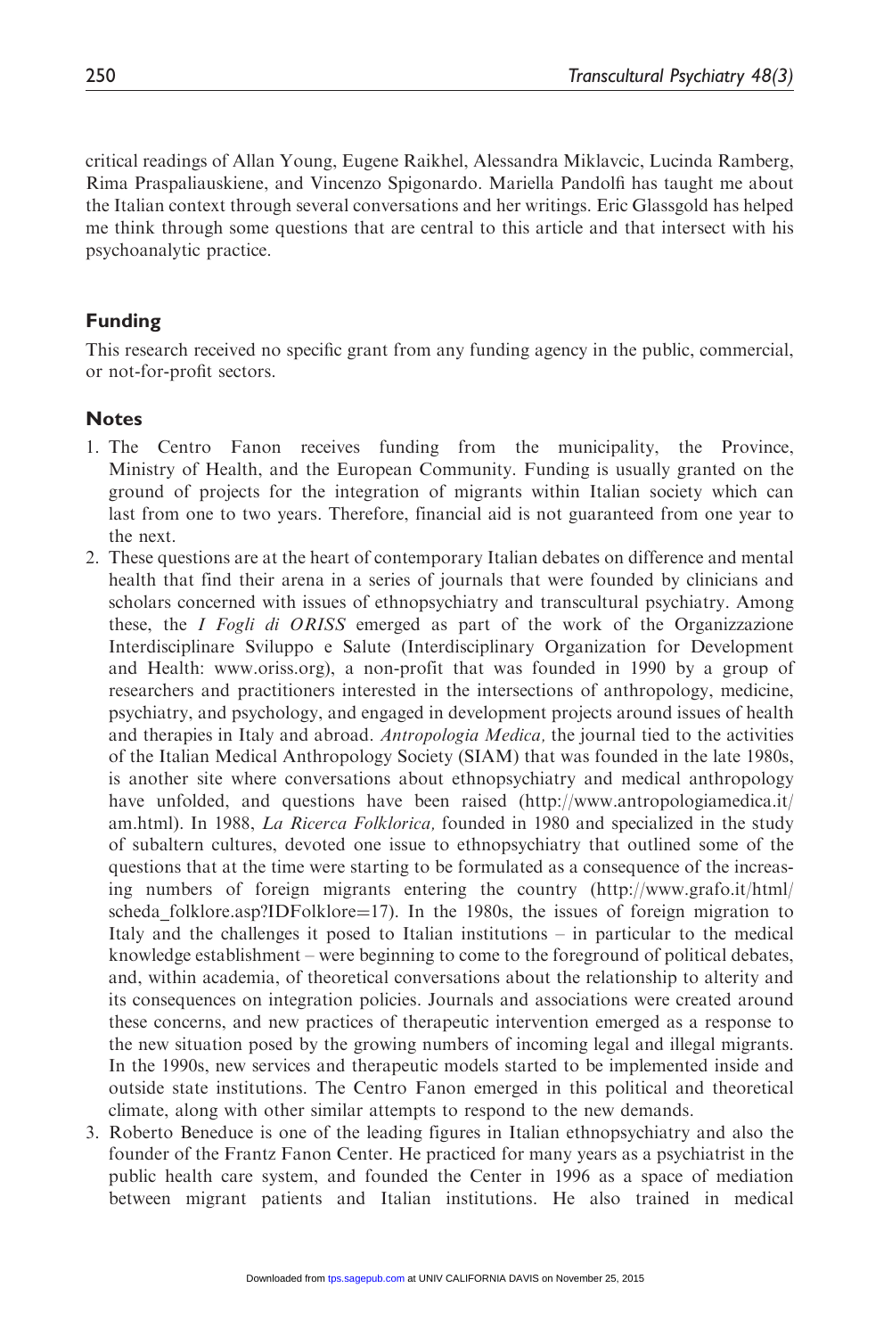critical readings of Allan Young, Eugene Raikhel, Alessandra Miklavcic, Lucinda Ramberg, Rima Praspaliauskiene, and Vincenzo Spigonardo. Mariella Pandolfi has taught me about the Italian context through several conversations and her writings. Eric Glassgold has helped me think through some questions that are central to this article and that intersect with his psychoanalytic practice.

## Funding

This research received no specific grant from any funding agency in the public, commercial, or not-for-profit sectors.

## Notes

1. The Centro Fanon receives funding from the municipality, the Province, Ministry of Health, and the European Community. Funding is usually granted on the ground of projects for the integration of migrants within Italian society which can last from one to two years. Therefore, financial aid is not guaranteed from one year to the next.
2. These questions are at the heart of contemporary Italian debates on difference and mental health that find their arena in a series of journals that were founded by clinicians and scholars concerned with issues of ethnopsychiatry and transcultural psychiatry. Among these, the *I Fogli di ORISS* emerged as part of the work of the Organizzazione Interdisciplinare Sviluppo e Salute (Interdisciplinary Organization for Development and Health: www.oriss.org), a non-profit that was founded in 1990 by a group of researchers and practitioners interested in the intersections of anthropology, medicine, psychiatry, and psychology, and engaged in development projects around issues of health and therapies in Italy and abroad. *Antropologia Medica,* the journal tied to the activities of the Italian Medical Anthropology Society (SIAM) that was founded in the late 1980s, is another site where conversations about ethnopsychiatry and medical anthropology have unfolded, and questions have been raised (http://www.antropologiamedica.it/am.html). In 1988, *La Ricerca Folklorica,* founded in 1980 and specialized in the study of subaltern cultures, devoted one issue to ethnopsychiatry that outlined some of the questions that at the time were starting to be formulated as a consequence of the increasing numbers of foreign migrants entering the country (http://www.grafo.it/html/scheda_folklore.asp?IDFolklore=17). In the 1980s, the issues of foreign migration to Italy and the challenges it posed to Italian institutions – in particular to the medical knowledge establishment – were beginning to come to the foreground of political debates, and, within academia, of theoretical conversations about the relationship to alterity and its consequences on integration policies. Journals and associations were created around these concerns, and new practices of therapeutic intervention emerged as a response to the new situation posed by the growing numbers of incoming legal and illegal migrants. In the 1990s, new services and therapeutic models started to be implemented inside and outside state institutions. The Centro Fanon emerged in this political and theoretical climate, along with other similar attempts to respond to the new demands.
3. Roberto Beneduce is one of the leading figures in Italian ethnopsychiatry and also the founder of the Frantz Fanon Center. He practiced for many years as a psychiatrist in the public health care system, and founded the Center in 1996 as a space of mediation between migrant patients and Italian institutions. He also trained in medical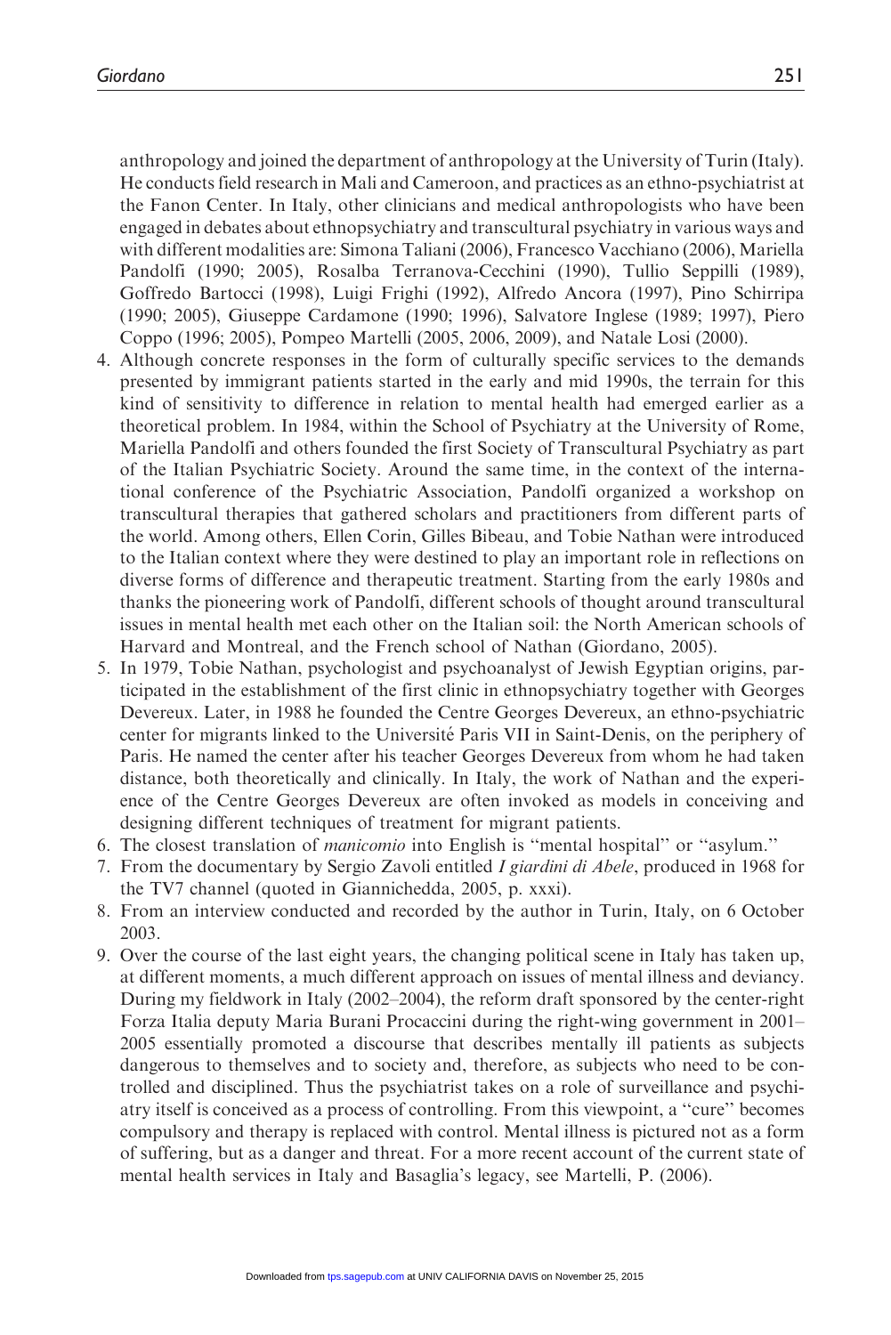anthropology and joined the department of anthropology at the University of Turin (Italy). He conducts field research in Mali and Cameroon, and practices as an ethno-psychiatrist at the Fanon Center. In Italy, other clinicians and medical anthropologists who have been engaged in debates about ethnopsychiatry and transcultural psychiatry in various ways and with different modalities are: Simona Taliani (2006), Francesco Vacchiano (2006), Mariella Pandolfi (1990; 2005), Rosalba Terranova-Cecchini (1990), Tullio Seppilli (1989), Goffredo Bartocci (1998), Luigi Frighi (1992), Alfredo Ancora (1997), Pino Schirripa (1990; 2005), Giuseppe Cardamone (1990; 1996), Salvatore Inglese (1989; 1997), Piero Coppo (1996; 2005), Pompeo Martelli (2005, 2006, 2009), and Natale Losi (2000).

4. Although concrete responses in the form of culturally specific services to the demands presented by immigrant patients started in the early and mid 1990s, the terrain for this kind of sensitivity to difference in relation to mental health had emerged earlier as a theoretical problem. In 1984, within the School of Psychiatry at the University of Rome, Mariella Pandolfi and others founded the first Society of Transcultural Psychiatry as part of the Italian Psychiatric Society. Around the same time, in the context of the international conference of the Psychiatric Association, Pandolfi organized a workshop on transcultural therapies that gathered scholars and practitioners from different parts of the world. Among others, Ellen Corin, Gilles Bibeau, and Tobie Nathan were introduced to the Italian context where they were destined to play an important role in reflections on diverse forms of difference and therapeutic treatment. Starting from the early 1980s and thanks the pioneering work of Pandolfi, different schools of thought around transcultural issues in mental health met each other on the Italian soil: the North American schools of Harvard and Montreal, and the French school of Nathan (Giordano, 2005).
5. In 1979, Tobie Nathan, psychologist and psychoanalyst of Jewish Egyptian origins, participated in the establishment of the first clinic in ethnopsychiatry together with Georges Devereux. Later, in 1988 he founded the Centre Georges Devereux, an ethno-psychiatric center for migrants linked to the Université Paris VII in Saint-Denis, on the periphery of Paris. He named the center after his teacher Georges Devereux from whom he had taken distance, both theoretically and clinically. In Italy, the work of Nathan and the experience of the Centre Georges Devereux are often invoked as models in conceiving and designing different techniques of treatment for migrant patients.
6. The closest translation of *manicomio* into English is ''mental hospital'' or ''asylum.''
7. From the documentary by Sergio Zavoli entitled *I giardini di Abele*, produced in 1968 for the TV7 channel (quoted in Giannichedda, 2005, p. xxxi).
8. From an interview conducted and recorded by the author in Turin, Italy, on 6 October 2003.
9. Over the course of the last eight years, the changing political scene in Italy has taken up, at different moments, a much different approach on issues of mental illness and deviancy. During my fieldwork in Italy (2002–2004), the reform draft sponsored by the center-right Forza Italia deputy Maria Burani Procaccini during the right-wing government in 2001–2005 essentially promoted a discourse that describes mentally ill patients as subjects dangerous to themselves and to society and, therefore, as subjects who need to be controlled and disciplined. Thus the psychiatrist takes on a role of surveillance and psychiatry itself is conceived as a process of controlling. From this viewpoint, a ''cure'' becomes compulsory and therapy is replaced with control. Mental illness is pictured not as a form of suffering, but as a danger and threat. For a more recent account of the current state of mental health services in Italy and Basaglia's legacy, see Martelli, P. (2006).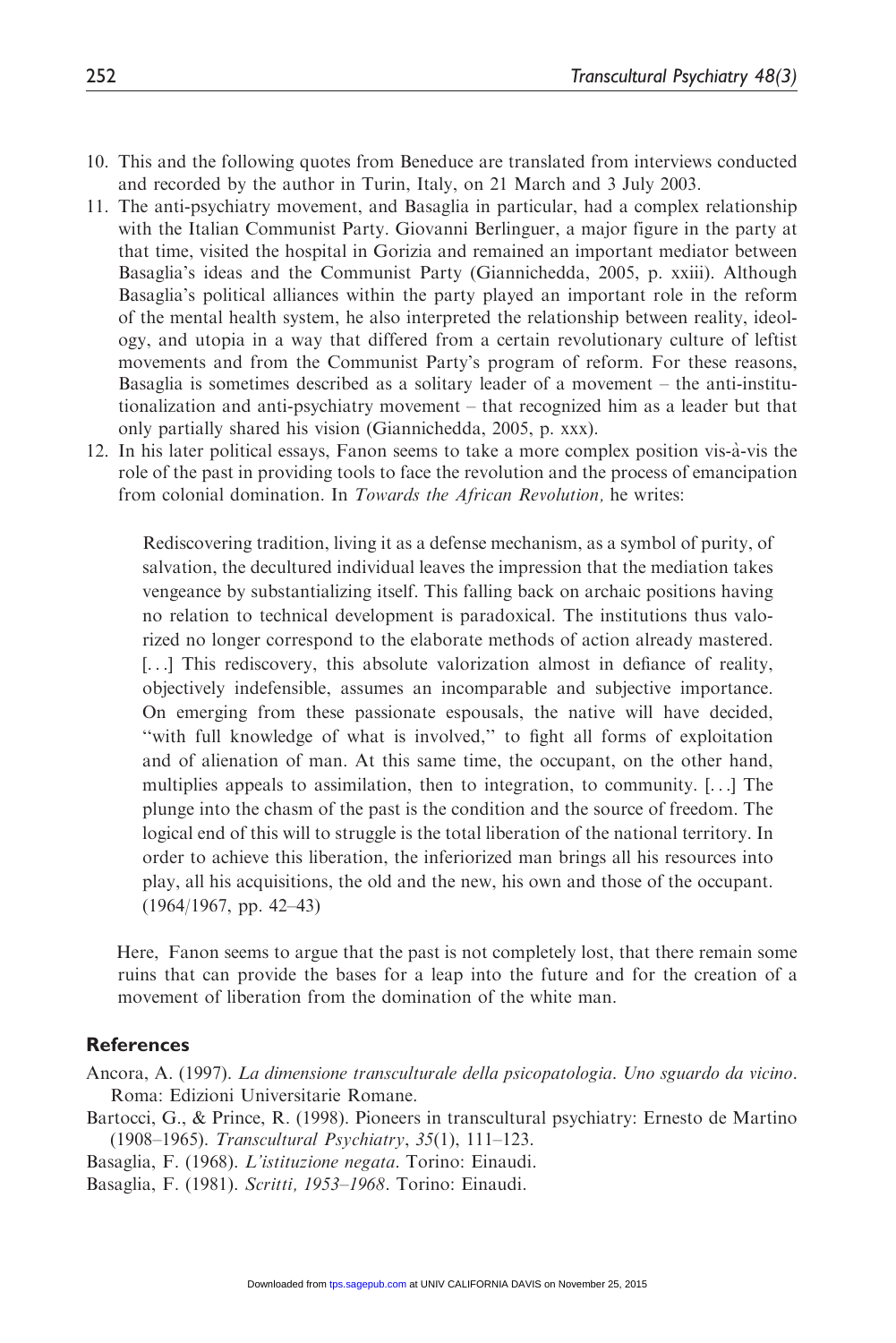10. This and the following quotes from Beneduce are translated from interviews conducted and recorded by the author in Turin, Italy, on 21 March and 3 July 2003.
11. The anti-psychiatry movement, and Basaglia in particular, had a complex relationship with the Italian Communist Party. Giovanni Berlinguer, a major figure in the party at that time, visited the hospital in Gorizia and remained an important mediator between Basaglia's ideas and the Communist Party (Giannichedda, 2005, p. xxiii). Although Basaglia's political alliances within the party played an important role in the reform of the mental health system, he also interpreted the relationship between reality, ideology, and utopia in a way that differed from a certain revolutionary culture of leftist movements and from the Communist Party's program of reform. For these reasons, Basaglia is sometimes described as a solitary leader of a movement – the anti-institutionalization and anti-psychiatry movement – that recognized him as a leader but that only partially shared his vision (Giannichedda, 2005, p. xxx).
12. In his later political essays, Fanon seems to take a more complex position vis-à-vis the role of the past in providing tools to face the revolution and the process of emancipation from colonial domination. In *Towards the African Revolution,* he writes:

    > Rediscovering tradition, living it as a defense mechanism, as a symbol of purity, of salvation, the decultured individual leaves the impression that the mediation takes vengeance by substantializing itself. This falling back on archaic positions having no relation to technical development is paradoxical. The institutions thus valorized no longer correspond to the elaborate methods of action already mastered. [...] This rediscovery, this absolute valorization almost in defiance of reality, objectively indefensible, assumes an incomparable and subjective importance. On emerging from these passionate espousals, the native will have decided, "with full knowledge of what is involved," to fight all forms of exploitation and of alienation of man. At this same time, the occupant, on the other hand, multiplies appeals to assimilation, then to integration, to community. [...] The plunge into the chasm of the past is the condition and the source of freedom. The logical end of this will to struggle is the total liberation of the national territory. In order to achieve this liberation, the inferiorized man brings all his resources into play, all his acquisitions, the old and the new, his own and those of the occupant. (1964/1967, pp. 42–43)

    Here, Fanon seems to argue that the past is not completely lost, that there remain some ruins that can provide the bases for a leap into the future and for the creation of a movement of liberation from the domination of the white man.

## References

Ancora, A. (1997). *La dimensione transculturale della psicopatologia. Uno sguardo da vicino*. Roma: Edizioni Universitarie Romane.

Bartocci, G., & Prince, R. (1998). Pioneers in transcultural psychiatry: Ernesto de Martino (1908–1965). *Transcultural Psychiatry*, *35*(1), 111–123.

Basaglia, F. (1968). *L'istituzione negata*. Torino: Einaudi.

Basaglia, F. (1981). *Scritti, 1953–1968*. Torino: Einaudi.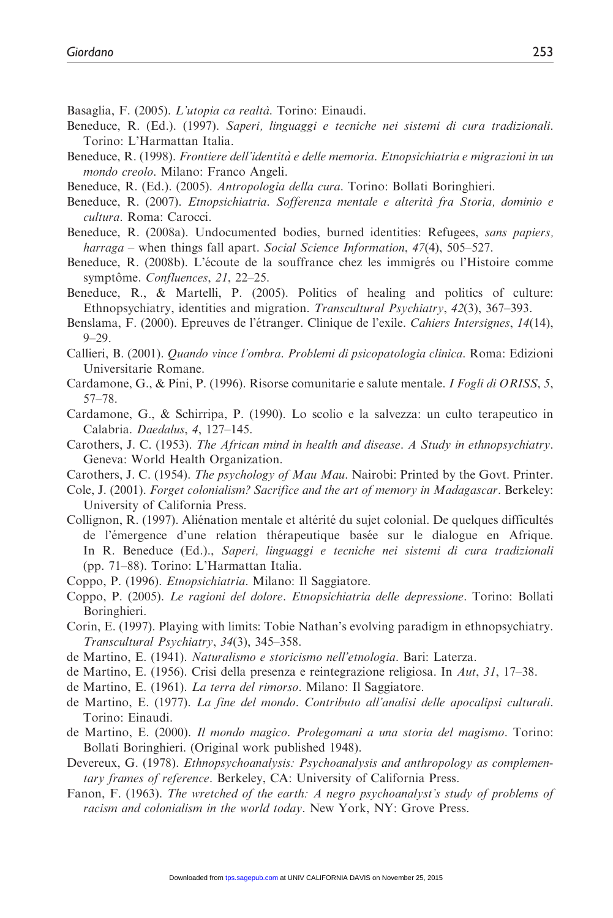Basaglia, F. (2005). *L'utopia ca realtà*. Torino: Einaudi.

Beneduce, R. (Ed.). (1997). *Saperi, linguaggi e tecniche nei sistemi di cura tradizionali*. Torino: L'Harmattan Italia.

Beneduce, R. (1998). *Frontiere dell'identità e delle memoria. Etnopsichiatria e migrazioni in un mondo creolo*. Milano: Franco Angeli.

Beneduce, R. (Ed.). (2005). *Antropologia della cura*. Torino: Bollati Boringhieri.

Beneduce, R. (2007). *Etnopsichiatria. Sofferenza mentale e alterità fra Storia, dominio e cultura*. Roma: Carocci.

Beneduce, R. (2008a). Undocumented bodies, burned identities: Refugees, *sans papiers, harraga* – when things fall apart. *Social Science Information*, *47*(4), 505–527.

Beneduce, R. (2008b). L'écoute de la souffrance chez les immigrés ou l'Histoire comme symptôme. *Confluences*, *21*, 22–25.

Beneduce, R., & Martelli, P. (2005). Politics of healing and politics of culture: Ethnopsychiatry, identities and migration. *Transcultural Psychiatry*, *42*(3), 367–393.

Benslama, F. (2000). Epreuves de l'étranger. Clinique de l'exile. *Cahiers Intersignes*, *14*(14), 9–29.

Callieri, B. (2001). *Quando vince l'ombra. Problemi di psicopatologia clinica*. Roma: Edizioni Universitarie Romane.

Cardamone, G., & Pini, P. (1996). Risorse comunitarie e salute mentale. *I Fogli di ORISS*, *5*, 57–78.

Cardamone, G., & Schirripa, P. (1990). Lo scolio e la salvezza: un culto terapeutico in Calabria. *Daedalus*, *4*, 127–145.

Carothers, J. C. (1953). *The African mind in health and disease. A Study in ethnopsychiatry*. Geneva: World Health Organization.

Carothers, J. C. (1954). *The psychology of Mau Mau*. Nairobi: Printed by the Govt. Printer.

Cole, J. (2001). *Forget colonialism? Sacrifice and the art of memory in Madagascar*. Berkeley: University of California Press.

Collignon, R. (1997). Aliénation mentale et altérité du sujet colonial. De quelques difficultés de l'émergence d'une relation thérapeutique basée sur le dialogue en Afrique. In R. Beneduce (Ed.)., *Saperi, linguaggi e tecniche nei sistemi di cura tradizionali* (pp. 71–88). Torino: L'Harmattan Italia.

Coppo, P. (1996). *Etnopsichiatria*. Milano: Il Saggiatore.

Coppo, P. (2005). *Le ragioni del dolore. Etnopsichiatria delle depressione*. Torino: Bollati Boringhieri.

Corin, E. (1997). Playing with limits: Tobie Nathan's evolving paradigm in ethnopsychiatry. *Transcultural Psychiatry*, *34*(3), 345–358.

de Martino, E. (1941). *Naturalismo e storicismo nell'etnologia*. Bari: Laterza.

de Martino, E. (1956). Crisi della presenza e reintegrazione religiosa. In *Aut*, *31*, 17–38.

de Martino, E. (1961). *La terra del rimorso*. Milano: Il Saggiatore.

de Martino, E. (1977). *La fine del mondo. Contributo all'analisi delle apocalipsi culturali*. Torino: Einaudi.

de Martino, E. (2000). *Il mondo magico. Prolegomani a una storia del magismo*. Torino: Bollati Boringhieri. (Original work published 1948).

Devereux, G. (1978). *Ethnopsychoanalysis: Psychoanalysis and anthropology as complementary frames of reference*. Berkeley, CA: University of California Press.

Fanon, F. (1963). *The wretched of the earth: A negro psychoanalyst's study of problems of racism and colonialism in the world today*. New York, NY: Grove Press.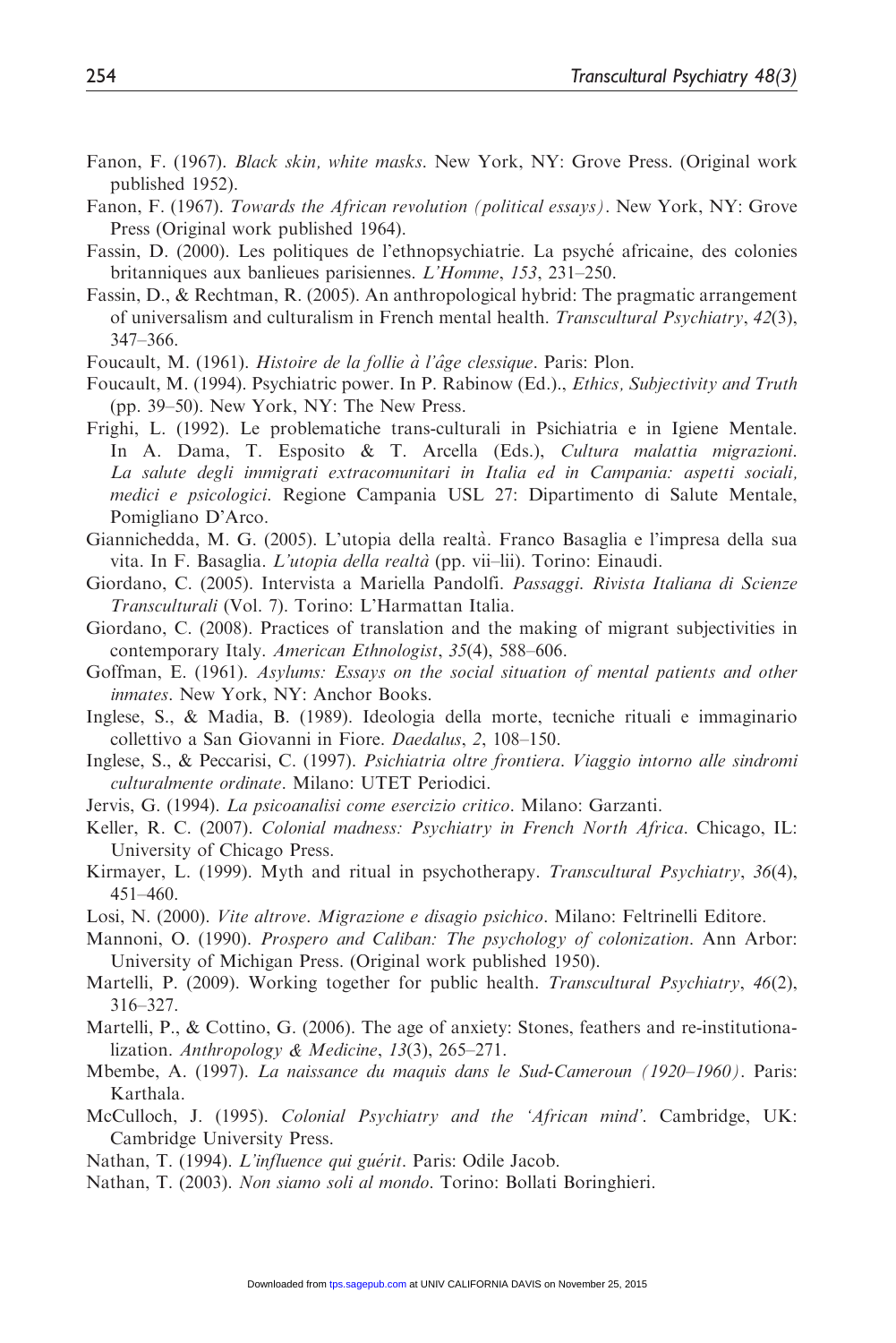Fanon, F. (1967). *Black skin, white masks*. New York, NY: Grove Press. (Original work published 1952).

Fanon, F. (1967). *Towards the African revolution (political essays)*. New York, NY: Grove Press (Original work published 1964).

Fassin, D. (2000). Les politiques de l'ethnopsychiatrie. La psyché africaine, des colonies britanniques aux banlieues parisiennes. *L'Homme*, *153*, 231–250.

Fassin, D., & Rechtman, R. (2005). An anthropological hybrid: The pragmatic arrangement of universalism and culturalism in French mental health. *Transcultural Psychiatry*, *42*(3), 347–366.

Foucault, M. (1961). *Histoire de la follie à l'âge clessique*. Paris: Plon.

Foucault, M. (1994). Psychiatric power. In P. Rabinow (Ed.)., *Ethics, Subjectivity and Truth* (pp. 39–50). New York, NY: The New Press.

Frighi, L. (1992). Le problematiche trans-culturali in Psichiatria e in Igiene Mentale. In A. Dama, T. Esposito & T. Arcella (Eds.), *Cultura malattia migrazioni. La salute degli immigrati extracomunitari in Italia ed in Campania: aspetti sociali, medici e psicologici*. Regione Campania USL 27: Dipartimento di Salute Mentale, Pomigliano D'Arco.

Giannichedda, M. G. (2005). L'utopia della realtà. Franco Basaglia e l'impresa della sua vita. In F. Basaglia. *L'utopia della realtà* (pp. vii–lii). Torino: Einaudi.

Giordano, C. (2005). Intervista a Mariella Pandolfi. *Passaggi. Rivista Italiana di Scienze Transculturali* (Vol. 7). Torino: L'Harmattan Italia.

Giordano, C. (2008). Practices of translation and the making of migrant subjectivities in contemporary Italy. *American Ethnologist*, *35*(4), 588–606.

Goffman, E. (1961). *Asylums: Essays on the social situation of mental patients and other inmates*. New York, NY: Anchor Books.

Inglese, S., & Madia, B. (1989). Ideologia della morte, tecniche rituali e immaginario collettivo a San Giovanni in Fiore. *Daedalus*, *2*, 108–150.

Inglese, S., & Peccarisi, C. (1997). *Psichiatria oltre frontiera. Viaggio intorno alle sindromi culturalmente ordinate*. Milano: UTET Periodici.

Jervis, G. (1994). *La psicoanalisi come esercizio critico*. Milano: Garzanti.

Keller, R. C. (2007). *Colonial madness: Psychiatry in French North Africa*. Chicago, IL: University of Chicago Press.

Kirmayer, L. (1999). Myth and ritual in psychotherapy. *Transcultural Psychiatry*, *36*(4), 451–460.

Losi, N. (2000). *Vite altrove. Migrazione e disagio psichico*. Milano: Feltrinelli Editore.

Mannoni, O. (1990). *Prospero and Caliban: The psychology of colonization*. Ann Arbor: University of Michigan Press. (Original work published 1950).

Martelli, P. (2009). Working together for public health. *Transcultural Psychiatry*, *46*(2), 316–327.

Martelli, P., & Cottino, G. (2006). The age of anxiety: Stones, feathers and re-institutionalization. *Anthropology & Medicine*, *13*(3), 265–271.

Mbembe, A. (1997). *La naissance du maquis dans le Sud-Cameroun (1920–1960)*. Paris: Karthala.

McCulloch, J. (1995). *Colonial Psychiatry and the 'African mind'*. Cambridge, UK: Cambridge University Press.

Nathan, T. (1994). *L'influence qui guérit*. Paris: Odile Jacob.

Nathan, T. (2003). *Non siamo soli al mondo*. Torino: Bollati Boringhieri.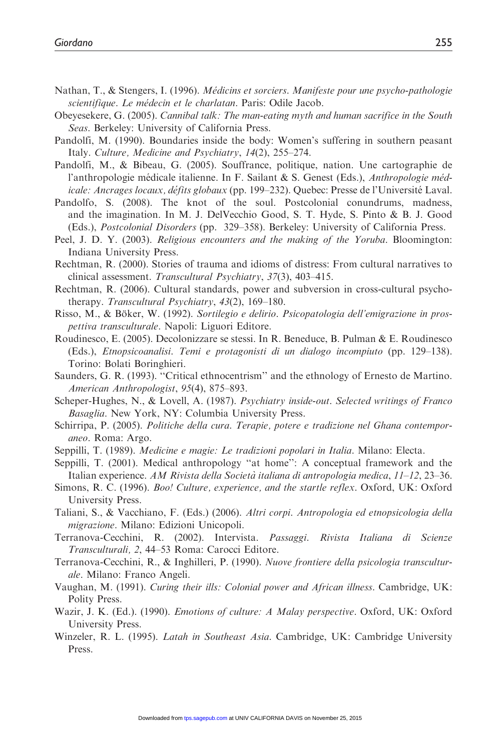Nathan, T., & Stengers, I. (1996). *Médicins et sorciers. Manifeste pour une psycho-pathologie scientifique. Le médecin et le charlatan*. Paris: Odile Jacob.

Obeyesekere, G. (2005). *Cannibal talk: The man-eating myth and human sacrifice in the South Seas*. Berkeley: University of California Press.

Pandolfi, M. (1990). Boundaries inside the body: Women's suffering in southern peasant Italy. *Culture, Medicine and Psychiatry*, *14*(2), 255–274.

Pandolfi, M., & Bibeau, G. (2005). Souffrance, politique, nation. Une cartographie de l'anthropologie médicale italienne. In F. Sailant & S. Genest (Eds.), *Anthropologie médicale: Ancrages locaux, défits globaux* (pp. 199–232). Quebec: Presse de l'Université Laval.

Pandolfo, S. (2008). The knot of the soul. Postcolonial conundrums, madness, and the imagination. In M. J. DelVecchio Good, S. T. Hyde, S. Pinto & B. J. Good (Eds.), *Postcolonial Disorders* (pp. 329–358). Berkeley: University of California Press.

Peel, J. D. Y. (2003). *Religious encounters and the making of the Yoruba*. Bloomington: Indiana University Press.

Rechtman, R. (2000). Stories of trauma and idioms of distress: From cultural narratives to clinical assessment. *Transcultural Psychiatry*, *37*(3), 403–415.

Rechtman, R. (2006). Cultural standards, power and subversion in cross-cultural psychotherapy. *Transcultural Psychiatry*, *43*(2), 169–180.

Risso, M., & Böker, W. (1992). *Sortilegio e delirio. Psicopatologia dell'emigrazione in prospettiva transculturale*. Napoli: Liguori Editore.

Roudinesco, E. (2005). Decolonizzare se stessi. In R. Beneduce, B. Pulman & E. Roudinesco (Eds.), *Etnopsicoanalisi. Temi e protagonisti di un dialogo incompiuto* (pp. 129–138). Torino: Bolati Boringhieri.

Saunders, G. R. (1993). "Critical ethnocentrism" and the ethnology of Ernesto de Martino. *American Anthropologist*, *95*(4), 875–893.

Scheper-Hughes, N., & Lovell, A. (1987). *Psychiatry inside-out. Selected writings of Franco Basaglia*. New York, NY: Columbia University Press.

Schirripa, P. (2005). *Politiche della cura. Terapie, potere e tradizione nel Ghana contemporaneo*. Roma: Argo.

Seppilli, T. (1989). *Medicine e magie: Le tradizioni popolari in Italia*. Milano: Electa.

Seppilli, T. (2001). Medical anthropology "at home": A conceptual framework and the Italian experience. *AM Rivista della Società italiana di antropologia medica*, *11–12*, 23–36.

Simons, R. C. (1996). *Boo! Culture, experience, and the startle reflex*. Oxford, UK: Oxford University Press.

Taliani, S., & Vacchiano, F. (Eds.) (2006). *Altri corpi. Antropologia ed etnopsicologia della migrazione*. Milano: Edizioni Unicopoli.

Terranova-Cecchini, R. (2002). Intervista. *Passaggi. Rivista Italiana di Scienze Transculturali, 2*, 44–53 Roma: Carocci Editore.

Terranova-Cecchini, R., & Inghilleri, P. (1990). *Nuove frontiere della psicologia transculturale*. Milano: Franco Angeli.

Vaughan, M. (1991). *Curing their ills: Colonial power and African illness*. Cambridge, UK: Polity Press.

Wazir, J. K. (Ed.). (1990). *Emotions of culture: A Malay perspective*. Oxford, UK: Oxford University Press.

Winzeler, R. L. (1995). *Latah in Southeast Asia*. Cambridge, UK: Cambridge University Press.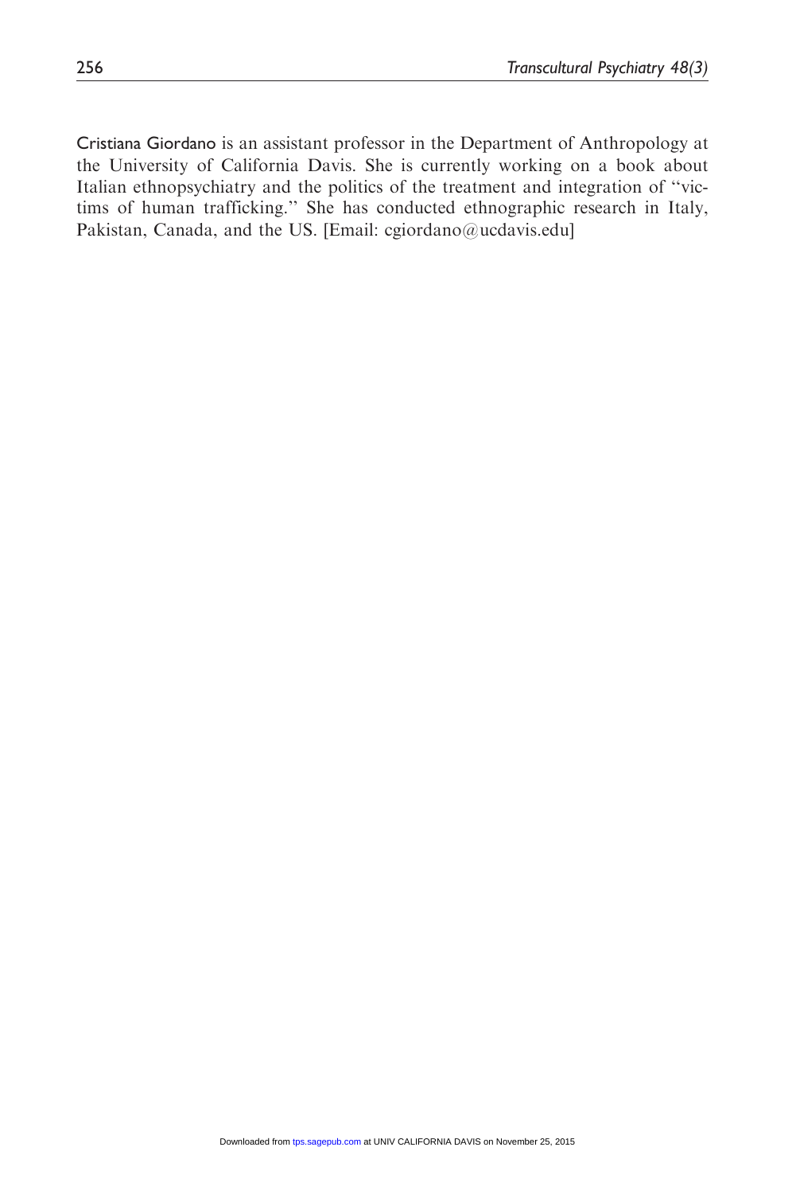**Cristiana Giordano** is an assistant professor in the Department of Anthropology at the University of California Davis. She is currently working on a book about Italian ethnopsychiatry and the politics of the treatment and integration of "victims of human trafficking." She has conducted ethnographic research in Italy, Pakistan, Canada, and the US. [Email: cgiordano@ucdavis.edu]